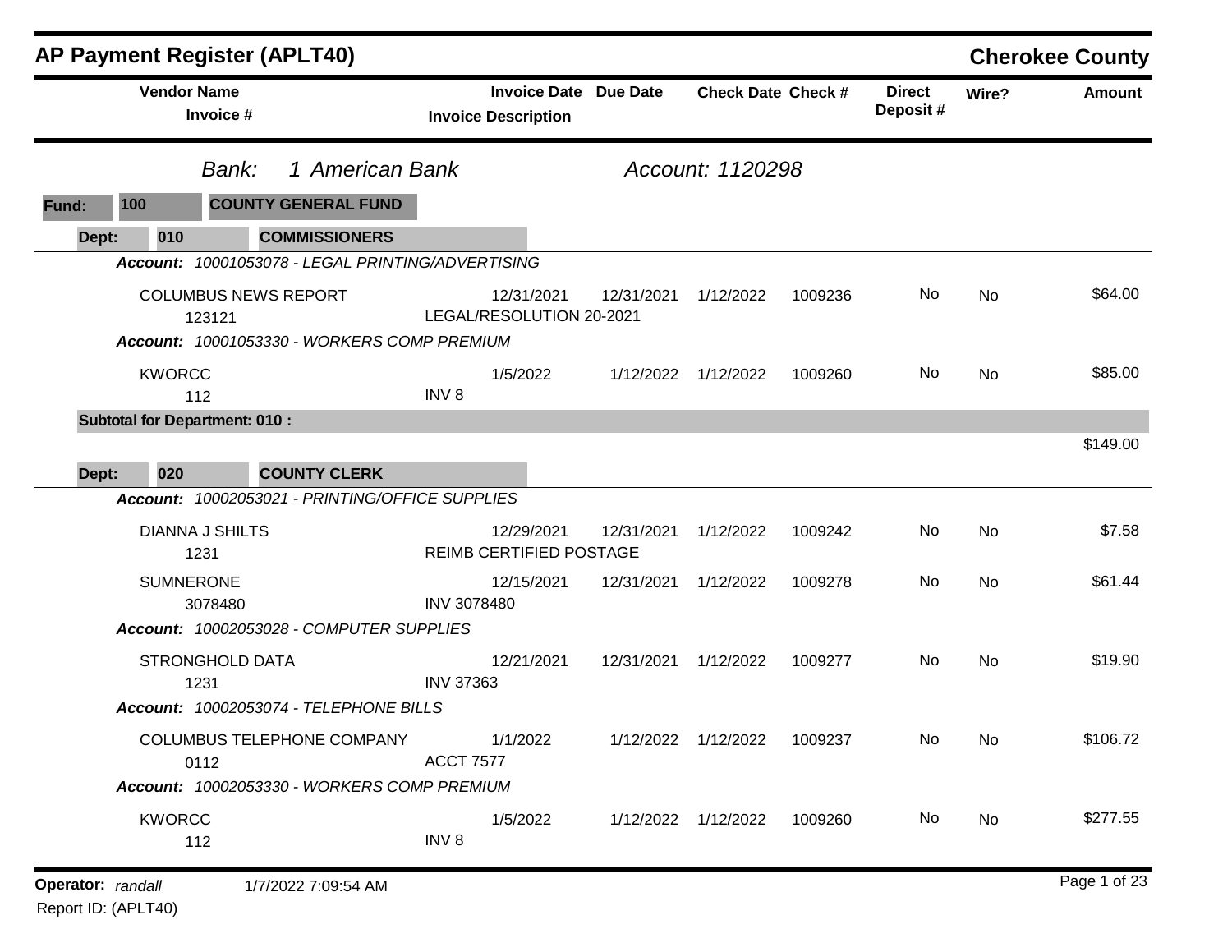# AP Payment Register (APLT40)

## Cherokee County

| Vendor Name / Invoice # | Invoice Date / Invoice Description | Due Date | Check Date | Check # | Direct Deposit # | Wire? | Amount |
|---|---|---|---|---|---|---|---|

*Bank: 1 American Bank* *Account: 1120298*

**Fund: 100 COUNTY GENERAL FUND**

**Dept: 010 COMMISSIONERS**

***Account:*** *10001053078 - LEGAL PRINTING/ADVERTISING*

| Vendor Name / Invoice # | Invoice Date / Invoice Description | Due Date | Check Date | Check # | Direct Deposit # | Wire? | Amount |
|---|---|---|---|---|---|---|---|
| COLUMBUS NEWS REPORT<br>123121 | 12/31/2021<br>LEGAL/RESOLUTION 20-2021 | 12/31/2021 | 1/12/2022 | 1009236 | No | No | $64.00 |

***Account:*** *10001053330 - WORKERS COMP PREMIUM*

| Vendor Name / Invoice # | Invoice Date / Invoice Description | Due Date | Check Date | Check # | Direct Deposit # | Wire? | Amount |
|---|---|---|---|---|---|---|---|
| KWORCC<br>112 | 1/5/2022<br>INV 8 | 1/12/2022 | 1/12/2022 | 1009260 | No | No | $85.00 |

**Subtotal for Department: 010 :** $149.00

**Dept: 020 COUNTY CLERK**

***Account:*** *10002053021 - PRINTING/OFFICE SUPPLIES*

| Vendor Name / Invoice # | Invoice Date / Invoice Description | Due Date | Check Date | Check # | Direct Deposit # | Wire? | Amount |
|---|---|---|---|---|---|---|---|
| DIANNA J SHILTS<br>1231 | 12/29/2021<br>REIMB CERTIFIED POSTAGE | 12/31/2021 | 1/12/2022 | 1009242 | No | No | $7.58 |
| SUMNERONE<br>3078480 | 12/15/2021<br>INV 3078480 | 12/31/2021 | 1/12/2022 | 1009278 | No | No | $61.44 |

***Account:*** *10002053028 - COMPUTER SUPPLIES*

| Vendor Name / Invoice # | Invoice Date / Invoice Description | Due Date | Check Date | Check # | Direct Deposit # | Wire? | Amount |
|---|---|---|---|---|---|---|---|
| STRONGHOLD DATA<br>1231 | 12/21/2021<br>INV 37363 | 12/31/2021 | 1/12/2022 | 1009277 | No | No | $19.90 |

***Account:*** *10002053074 - TELEPHONE BILLS*

| Vendor Name / Invoice # | Invoice Date / Invoice Description | Due Date | Check Date | Check # | Direct Deposit # | Wire? | Amount |
|---|---|---|---|---|---|---|---|
| COLUMBUS TELEPHONE COMPANY<br>0112 | 1/1/2022<br>ACCT 7577 | 1/12/2022 | 1/12/2022 | 1009237 | No | No | $106.72 |

***Account:*** *10002053330 - WORKERS COMP PREMIUM*

| Vendor Name / Invoice # | Invoice Date / Invoice Description | Due Date | Check Date | Check # | Direct Deposit # | Wire? | Amount |
|---|---|---|---|---|---|---|---|
| KWORCC<br>112 | 1/5/2022<br>INV 8 | 1/12/2022 | 1/12/2022 | 1009260 | No | No | $277.55 |

**Operator:** *randall* 1/7/2022 7:09:54 AM

Report ID: (APLT40)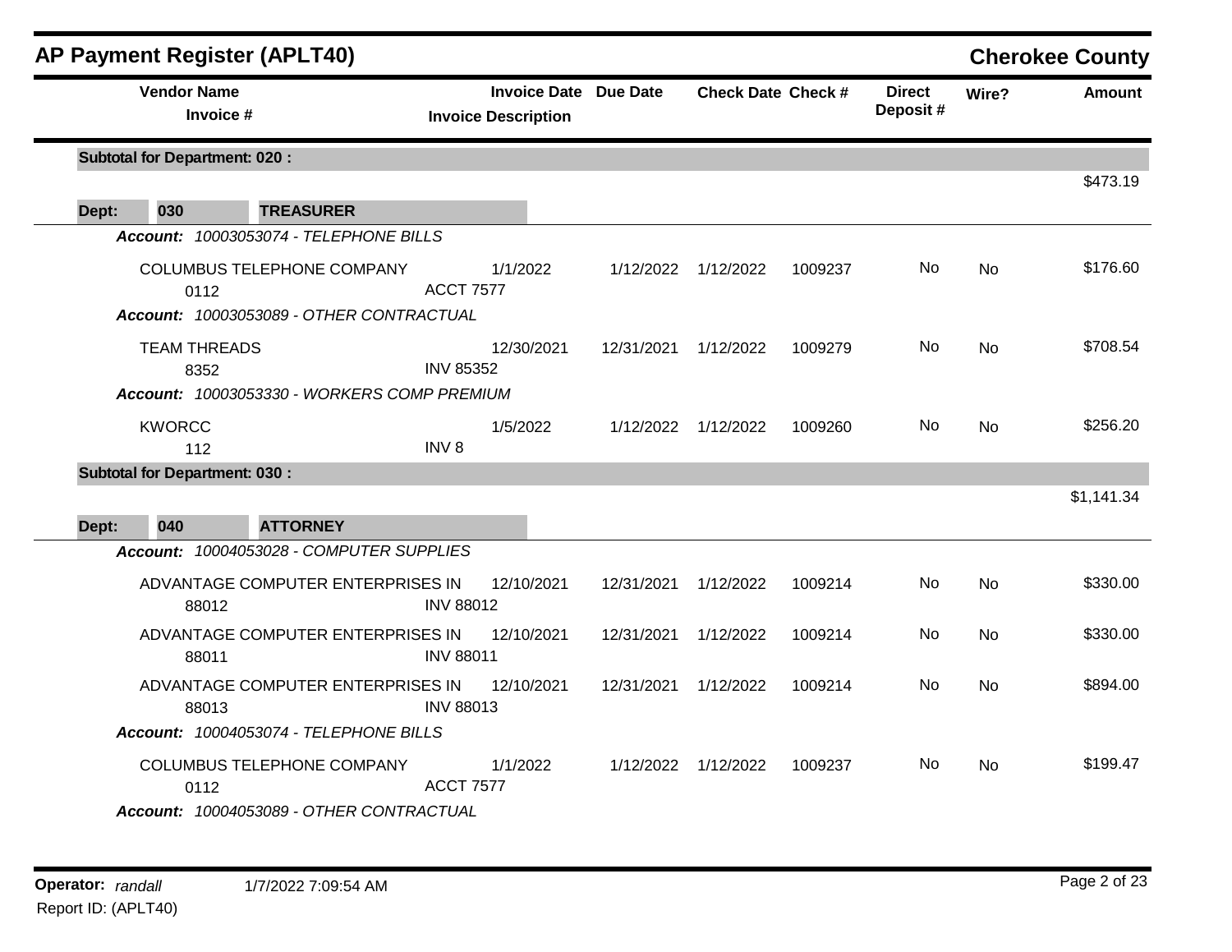## AP Payment Register (APLT40)

**Cherokee County**

| Vendor Name / Invoice # | Invoice Date / Invoice Description | Due Date | Check Date | Check # | Direct Deposit # | Wire? | Amount |
|---|---|---|---|---|---|---|---|
| **Subtotal for Department: 020 :** | | | | | | | $473.19 |
| **Dept: 030 TREASURER** | | | | | | | |
| *Account: 10003053074 - TELEPHONE BILLS* | | | | | | | |
| COLUMBUS TELEPHONE COMPANY<br>0112 | 1/1/2022<br>ACCT 7577 | 1/12/2022 | 1/12/2022 | 1009237 | No | No | $176.60 |
| *Account: 10003053089 - OTHER CONTRACTUAL* | | | | | | | |
| TEAM THREADS<br>8352 | 12/30/2021<br>INV 85352 | 12/31/2021 | 1/12/2022 | 1009279 | No | No | $708.54 |
| *Account: 10003053330 - WORKERS COMP PREMIUM* | | | | | | | |
| KWORCC<br>112 | 1/5/2022<br>INV 8 | 1/12/2022 | 1/12/2022 | 1009260 | No | No | $256.20 |
| **Subtotal for Department: 030 :** | | | | | | | $1,141.34 |
| **Dept: 040 ATTORNEY** | | | | | | | |
| *Account: 10004053028 - COMPUTER SUPPLIES* | | | | | | | |
| ADVANTAGE COMPUTER ENTERPRISES IN<br>88012 | 12/10/2021<br>INV 88012 | 12/31/2021 | 1/12/2022 | 1009214 | No | No | $330.00 |
| ADVANTAGE COMPUTER ENTERPRISES IN<br>88011 | 12/10/2021<br>INV 88011 | 12/31/2021 | 1/12/2022 | 1009214 | No | No | $330.00 |
| ADVANTAGE COMPUTER ENTERPRISES IN<br>88013 | 12/10/2021<br>INV 88013 | 12/31/2021 | 1/12/2022 | 1009214 | No | No | $894.00 |
| *Account: 10004053074 - TELEPHONE BILLS* | | | | | | | |
| COLUMBUS TELEPHONE COMPANY<br>0112 | 1/1/2022<br>ACCT 7577 | 1/12/2022 | 1/12/2022 | 1009237 | No | No | $199.47 |
| *Account: 10004053089 - OTHER CONTRACTUAL* | | | | | | | |

**Operator:** *randall* 1/7/2022 7:09:54 AM

Report ID: (APLT40)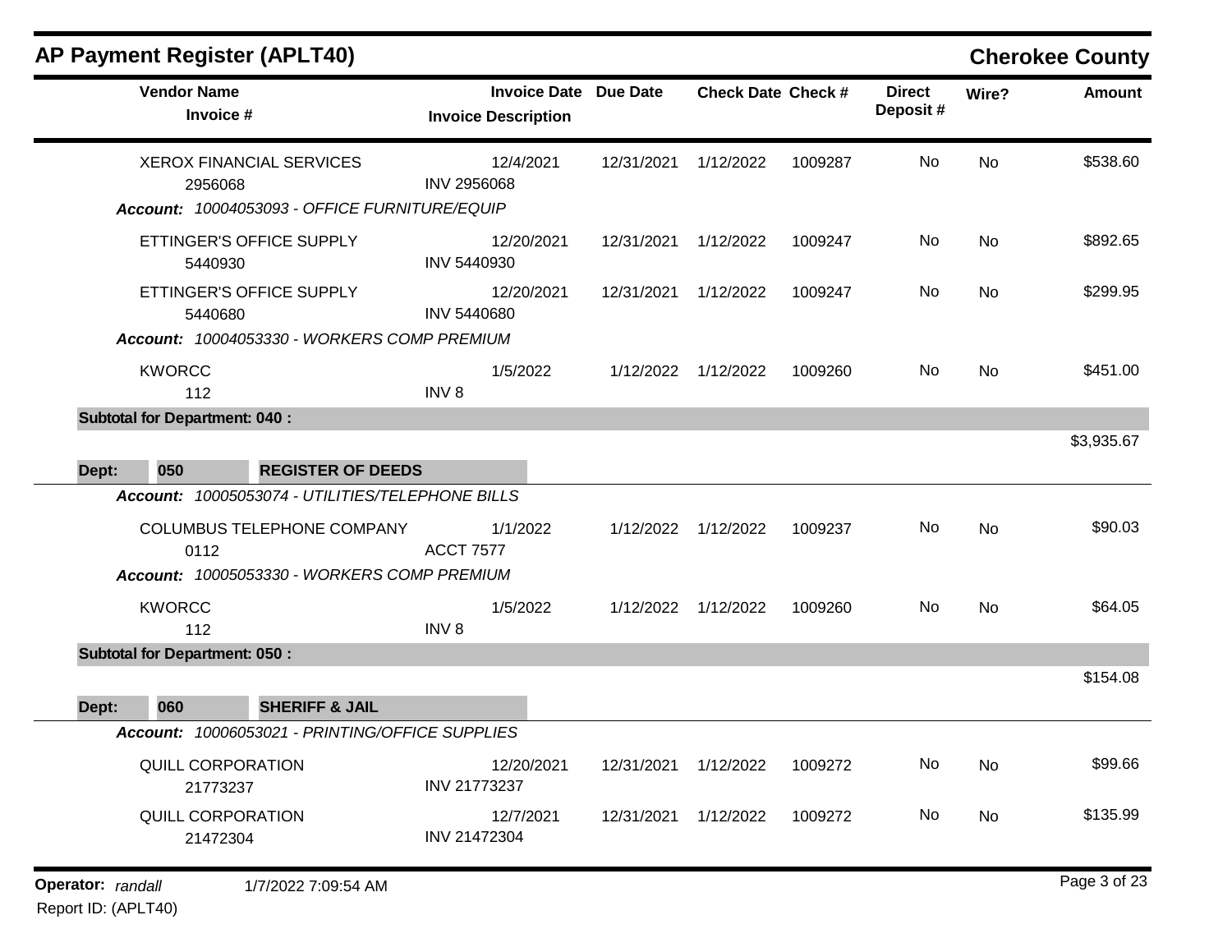## AP Payment Register (APLT40)

**Cherokee County**

| Vendor Name / Invoice # | Invoice Date / Invoice Description | Due Date | Check Date | Check # | Direct Deposit # | Wire? | Amount |
|---|---|---|---|---|---|---|---|
| XEROX FINANCIAL SERVICES<br>2956068 | 12/4/2021<br>INV 2956068 | 12/31/2021 | 1/12/2022 | 1009287 | No | No | $538.60 |
| ***Account: 10004053093 - OFFICE FURNITURE/EQUIP*** | | | | | | | |
| ETTINGER'S OFFICE SUPPLY<br>5440930 | 12/20/2021<br>INV 5440930 | 12/31/2021 | 1/12/2022 | 1009247 | No | No | $892.65 |
| ETTINGER'S OFFICE SUPPLY<br>5440680 | 12/20/2021<br>INV 5440680 | 12/31/2021 | 1/12/2022 | 1009247 | No | No | $299.95 |
| ***Account: 10004053330 - WORKERS COMP PREMIUM*** | | | | | | | |
| KWORCC<br>112 | 1/5/2022<br>INV 8 | 1/12/2022 | 1/12/2022 | 1009260 | No | No | $451.00 |
| **Subtotal for Department: 040 :** | | | | | | | $3,935.67 |
| **Dept: 050 REGISTER OF DEEDS** | | | | | | | |
| ***Account: 10005053074 - UTILITIES/TELEPHONE BILLS*** | | | | | | | |
| COLUMBUS TELEPHONE COMPANY<br>0112 | 1/1/2022<br>ACCT 7577 | 1/12/2022 | 1/12/2022 | 1009237 | No | No | $90.03 |
| ***Account: 10005053330 - WORKERS COMP PREMIUM*** | | | | | | | |
| KWORCC<br>112 | 1/5/2022<br>INV 8 | 1/12/2022 | 1/12/2022 | 1009260 | No | No | $64.05 |
| **Subtotal for Department: 050 :** | | | | | | | $154.08 |
| **Dept: 060 SHERIFF & JAIL** | | | | | | | |
| ***Account: 10006053021 - PRINTING/OFFICE SUPPLIES*** | | | | | | | |
| QUILL CORPORATION<br>21773237 | 12/20/2021<br>INV 21773237 | 12/31/2021 | 1/12/2022 | 1009272 | No | No | $99.66 |
| QUILL CORPORATION<br>21472304 | 12/7/2021<br>INV 21472304 | 12/31/2021 | 1/12/2022 | 1009272 | No | No | $135.99 |

**Operator:** *randall* 1/7/2022 7:09:54 AM

Report ID: (APLT40)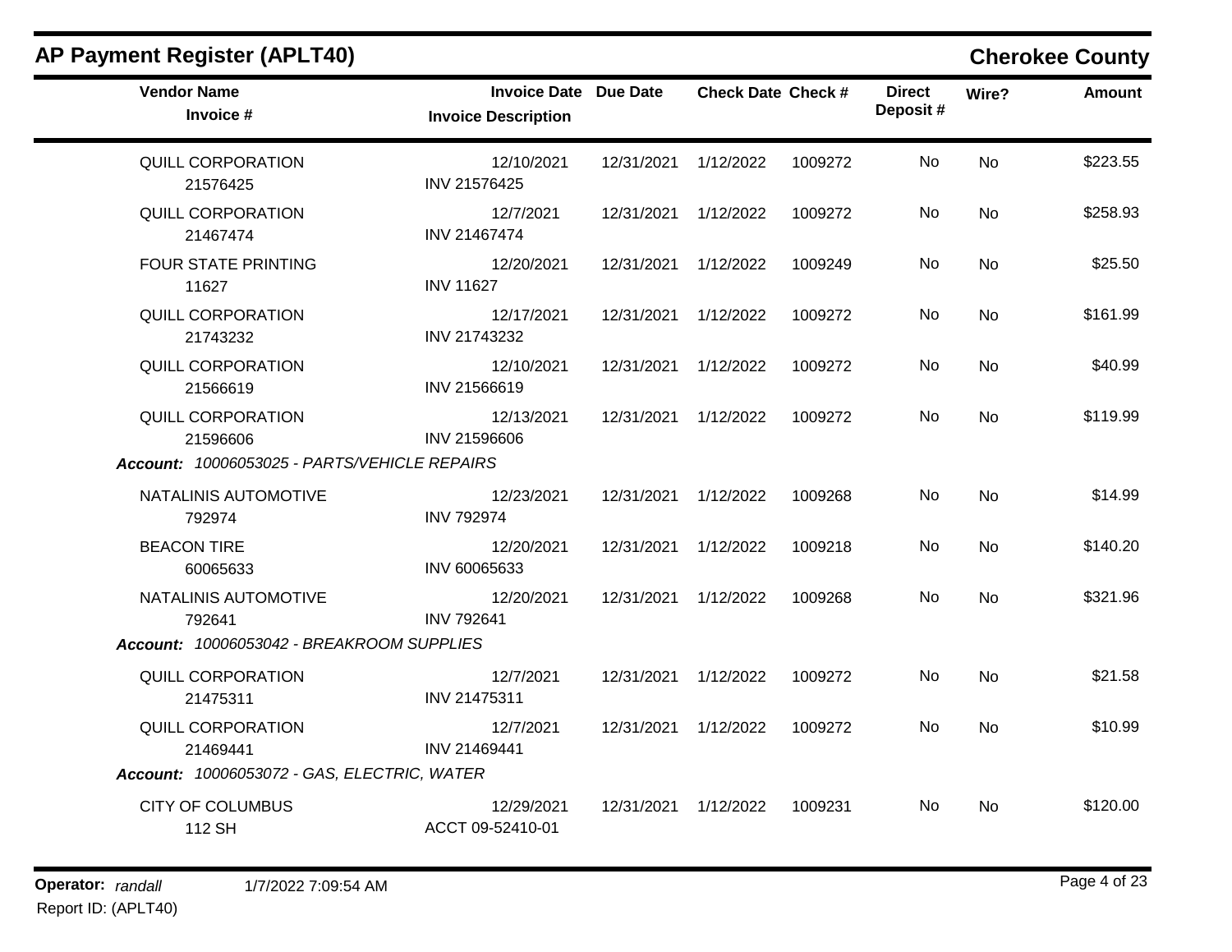## AP Payment Register (APLT40)

**Cherokee County**

| Vendor Name / Invoice # | Invoice Date / Invoice Description | Due Date | Check Date | Check # | Direct Deposit # | Wire? | Amount |
|---|---|---|---|---|---|---|---|
| QUILL CORPORATION<br>21576425 | 12/10/2021<br>INV 21576425 | 12/31/2021 | 1/12/2022 | 1009272 | No | No | $223.55 |
| QUILL CORPORATION<br>21467474 | 12/7/2021<br>INV 21467474 | 12/31/2021 | 1/12/2022 | 1009272 | No | No | $258.93 |
| FOUR STATE PRINTING<br>11627 | 12/20/2021<br>INV 11627 | 12/31/2021 | 1/12/2022 | 1009249 | No | No | $25.50 |
| QUILL CORPORATION<br>21743232 | 12/17/2021<br>INV 21743232 | 12/31/2021 | 1/12/2022 | 1009272 | No | No | $161.99 |
| QUILL CORPORATION<br>21566619 | 12/10/2021<br>INV 21566619 | 12/31/2021 | 1/12/2022 | 1009272 | No | No | $40.99 |
| QUILL CORPORATION<br>21596606 | 12/13/2021<br>INV 21596606 | 12/31/2021 | 1/12/2022 | 1009272 | No | No | $119.99 |
| ***Account:* 10006053025 - PARTS/VEHICLE REPAIRS** | | | | | | | |
| NATALINIS AUTOMOTIVE<br>792974 | 12/23/2021<br>INV 792974 | 12/31/2021 | 1/12/2022 | 1009268 | No | No | $14.99 |
| BEACON TIRE<br>60065633 | 12/20/2021<br>INV 60065633 | 12/31/2021 | 1/12/2022 | 1009218 | No | No | $140.20 |
| NATALINIS AUTOMOTIVE<br>792641 | 12/20/2021<br>INV 792641 | 12/31/2021 | 1/12/2022 | 1009268 | No | No | $321.96 |
| ***Account:* 10006053042 - BREAKROOM SUPPLIES** | | | | | | | |
| QUILL CORPORATION<br>21475311 | 12/7/2021<br>INV 21475311 | 12/31/2021 | 1/12/2022 | 1009272 | No | No | $21.58 |
| QUILL CORPORATION<br>21469441 | 12/7/2021<br>INV 21469441 | 12/31/2021 | 1/12/2022 | 1009272 | No | No | $10.99 |
| ***Account:* 10006053072 - GAS, ELECTRIC, WATER** | | | | | | | |
| CITY OF COLUMBUS<br>112 SH | 12/29/2021<br>ACCT 09-52410-01 | 12/31/2021 | 1/12/2022 | 1009231 | No | No | $120.00 |

**Operator:** *randall* 1/7/2022 7:09:54 AM
Report ID: (APLT40)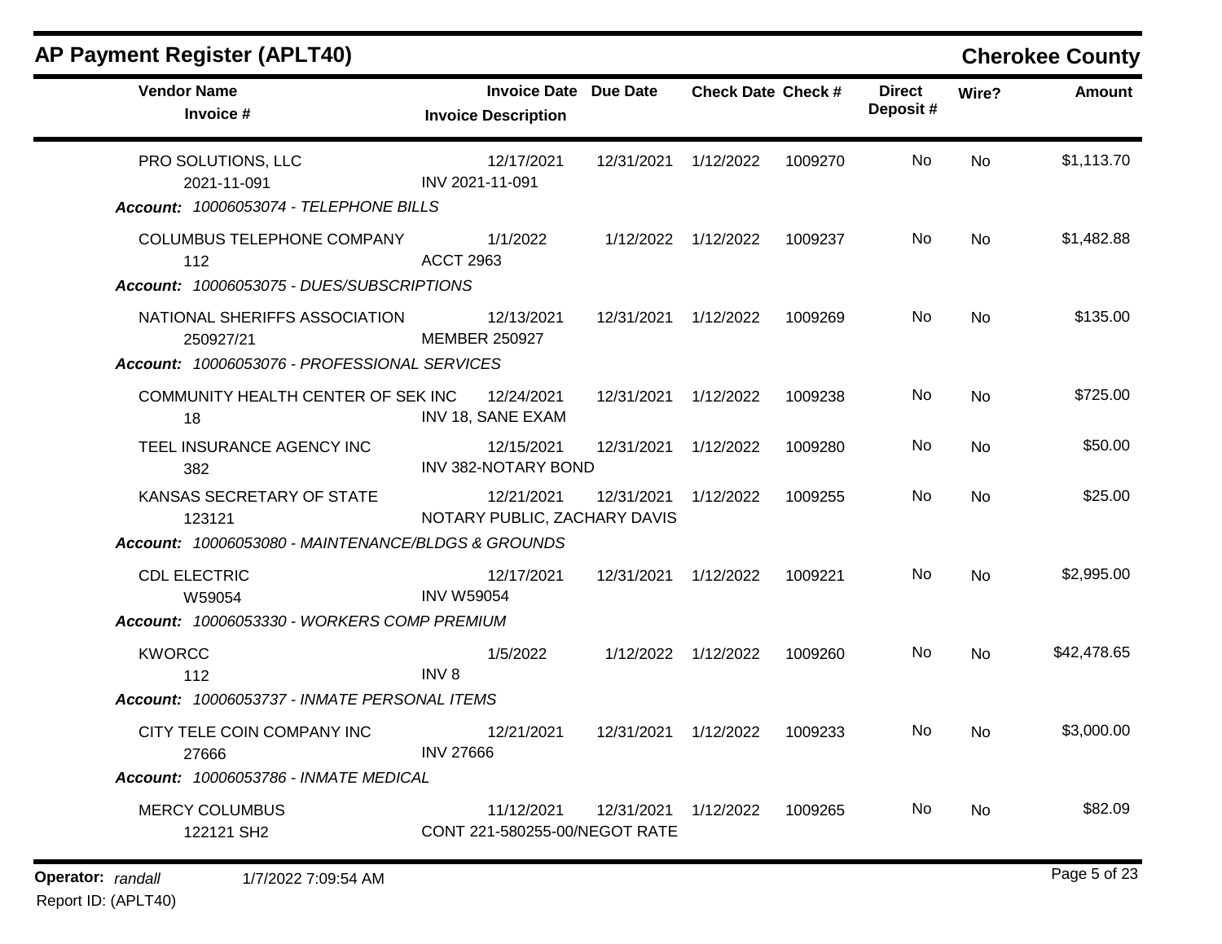## AP Payment Register (APLT40)

## Cherokee County

| Vendor Name / Invoice # | Invoice Date / Invoice Description | Due Date | Check Date | Check # | Direct Deposit # | Wire? | Amount |
|---|---|---|---|---|---|---|---|
| PRO SOLUTIONS, LLC<br>2021-11-091 | 12/17/2021<br>INV 2021-11-091 | 12/31/2021 | 1/12/2022 | 1009270 | No | No | $1,113.70 |
| ***Account: 10006053074 - TELEPHONE BILLS*** | | | | | | | |
| COLUMBUS TELEPHONE COMPANY<br>112 | 1/1/2022<br>ACCT 2963 | 1/12/2022 | 1/12/2022 | 1009237 | No | No | $1,482.88 |
| ***Account: 10006053075 - DUES/SUBSCRIPTIONS*** | | | | | | | |
| NATIONAL SHERIFFS ASSOCIATION<br>250927/21 | 12/13/2021<br>MEMBER 250927 | 12/31/2021 | 1/12/2022 | 1009269 | No | No | $135.00 |
| ***Account: 10006053076 - PROFESSIONAL SERVICES*** | | | | | | | |
| COMMUNITY HEALTH CENTER OF SEK INC<br>18 | 12/24/2021<br>INV 18, SANE EXAM | 12/31/2021 | 1/12/2022 | 1009238 | No | No | $725.00 |
| TEEL INSURANCE AGENCY INC<br>382 | 12/15/2021<br>INV 382-NOTARY BOND | 12/31/2021 | 1/12/2022 | 1009280 | No | No | $50.00 |
| KANSAS SECRETARY OF STATE<br>123121 | 12/21/2021<br>NOTARY PUBLIC, ZACHARY DAVIS | 12/31/2021 | 1/12/2022 | 1009255 | No | No | $25.00 |
| ***Account: 10006053080 - MAINTENANCE/BLDGS & GROUNDS*** | | | | | | | |
| CDL ELECTRIC<br>W59054 | 12/17/2021<br>INV W59054 | 12/31/2021 | 1/12/2022 | 1009221 | No | No | $2,995.00 |
| ***Account: 10006053330 - WORKERS COMP PREMIUM*** | | | | | | | |
| KWORCC<br>112 | 1/5/2022<br>INV 8 | 1/12/2022 | 1/12/2022 | 1009260 | No | No | $42,478.65 |
| ***Account: 10006053737 - INMATE PERSONAL ITEMS*** | | | | | | | |
| CITY TELE COIN COMPANY INC<br>27666 | 12/21/2021<br>INV 27666 | 12/31/2021 | 1/12/2022 | 1009233 | No | No | $3,000.00 |
| ***Account: 10006053786 - INMATE MEDICAL*** | | | | | | | |
| MERCY COLUMBUS<br>122121 SH2 | 11/12/2021<br>CONT 221-580255-00/NEGOT RATE | 12/31/2021 | 1/12/2022 | 1009265 | No | No | $82.09 |

**Operator:** *randall* 1/7/2022 7:09:54 AM
Report ID: (APLT40)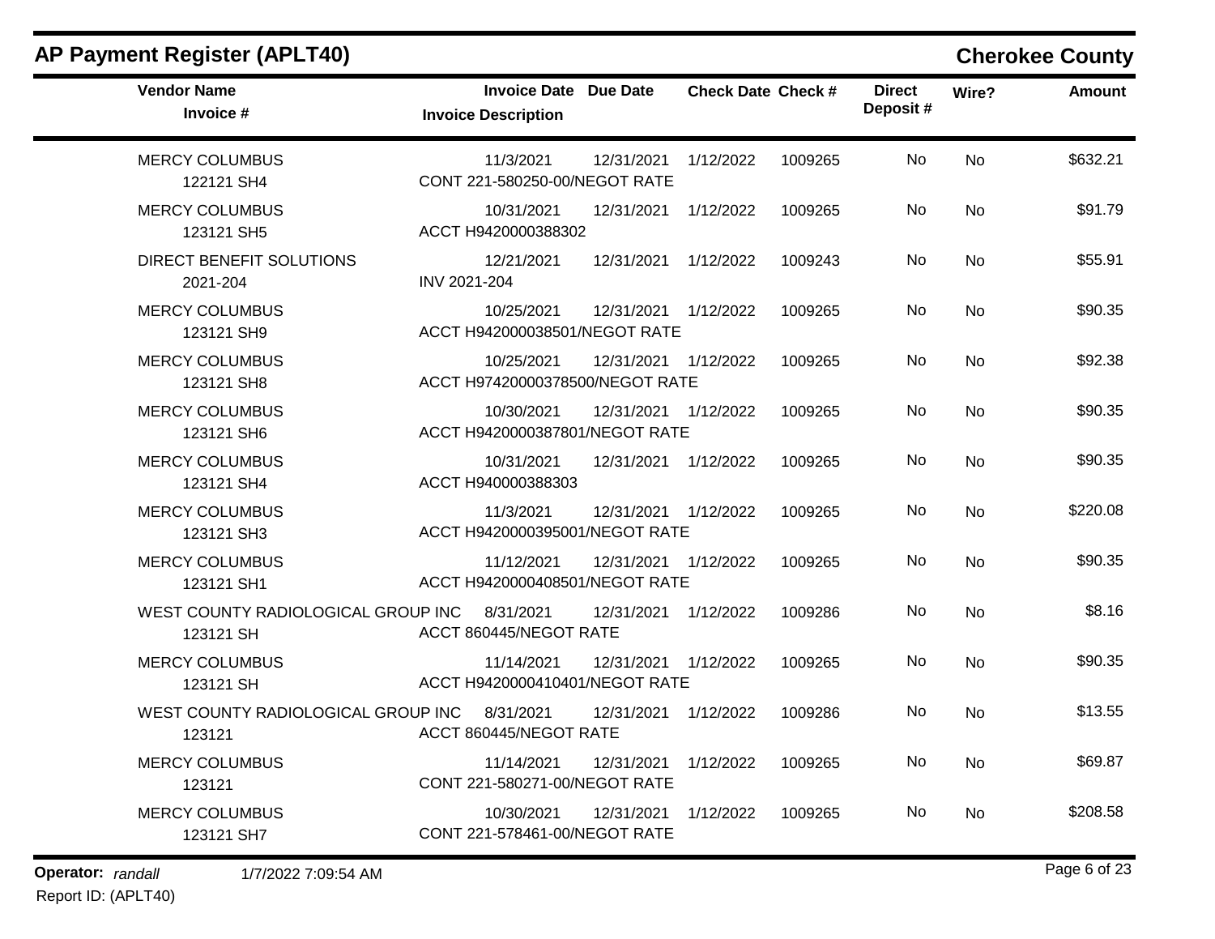# AP Payment Register (APLT40)

## Cherokee County

| Vendor Name / Invoice # | Invoice Date / Invoice Description | Due Date | Check Date | Check # | Direct Deposit # | Wire? | Amount |
|---|---|---|---|---|---|---|---|
| MERCY COLUMBUS<br>122121 SH4 | 11/3/2021<br>CONT 221-580250-00/NEGOT RATE | 12/31/2021 | 1/12/2022 | 1009265 | No | No | $632.21 |
| MERCY COLUMBUS<br>123121 SH5 | 10/31/2021<br>ACCT H9420000388302 | 12/31/2021 | 1/12/2022 | 1009265 | No | No | $91.79 |
| DIRECT BENEFIT SOLUTIONS<br>2021-204 | 12/21/2021<br>INV 2021-204 | 12/31/2021 | 1/12/2022 | 1009243 | No | No | $55.91 |
| MERCY COLUMBUS<br>123121 SH9 | 10/25/2021<br>ACCT H942000038501/NEGOT RATE | 12/31/2021 | 1/12/2022 | 1009265 | No | No | $90.35 |
| MERCY COLUMBUS<br>123121 SH8 | 10/25/2021<br>ACCT H97420000378500/NEGOT RATE | 12/31/2021 | 1/12/2022 | 1009265 | No | No | $92.38 |
| MERCY COLUMBUS<br>123121 SH6 | 10/30/2021<br>ACCT H9420000387801/NEGOT RATE | 12/31/2021 | 1/12/2022 | 1009265 | No | No | $90.35 |
| MERCY COLUMBUS<br>123121 SH4 | 10/31/2021<br>ACCT H940000388303 | 12/31/2021 | 1/12/2022 | 1009265 | No | No | $90.35 |
| MERCY COLUMBUS<br>123121 SH3 | 11/3/2021<br>ACCT H9420000395001/NEGOT RATE | 12/31/2021 | 1/12/2022 | 1009265 | No | No | $220.08 |
| MERCY COLUMBUS<br>123121 SH1 | 11/12/2021<br>ACCT H9420000408501/NEGOT RATE | 12/31/2021 | 1/12/2022 | 1009265 | No | No | $90.35 |
| WEST COUNTY RADIOLOGICAL GROUP INC<br>123121 SH | 8/31/2021<br>ACCT 860445/NEGOT RATE | 12/31/2021 | 1/12/2022 | 1009286 | No | No | $8.16 |
| MERCY COLUMBUS<br>123121 SH | 11/14/2021<br>ACCT H9420000410401/NEGOT RATE | 12/31/2021 | 1/12/2022 | 1009265 | No | No | $90.35 |
| WEST COUNTY RADIOLOGICAL GROUP INC<br>123121 | 8/31/2021<br>ACCT 860445/NEGOT RATE | 12/31/2021 | 1/12/2022 | 1009286 | No | No | $13.55 |
| MERCY COLUMBUS<br>123121 | 11/14/2021<br>CONT 221-580271-00/NEGOT RATE | 12/31/2021 | 1/12/2022 | 1009265 | No | No | $69.87 |
| MERCY COLUMBUS<br>123121 SH7 | 10/30/2021<br>CONT 221-578461-00/NEGOT RATE | 12/31/2021 | 1/12/2022 | 1009265 | No | No | $208.58 |

**Operator:** *randall* 1/7/2022 7:09:54 AM

Report ID: (APLT40)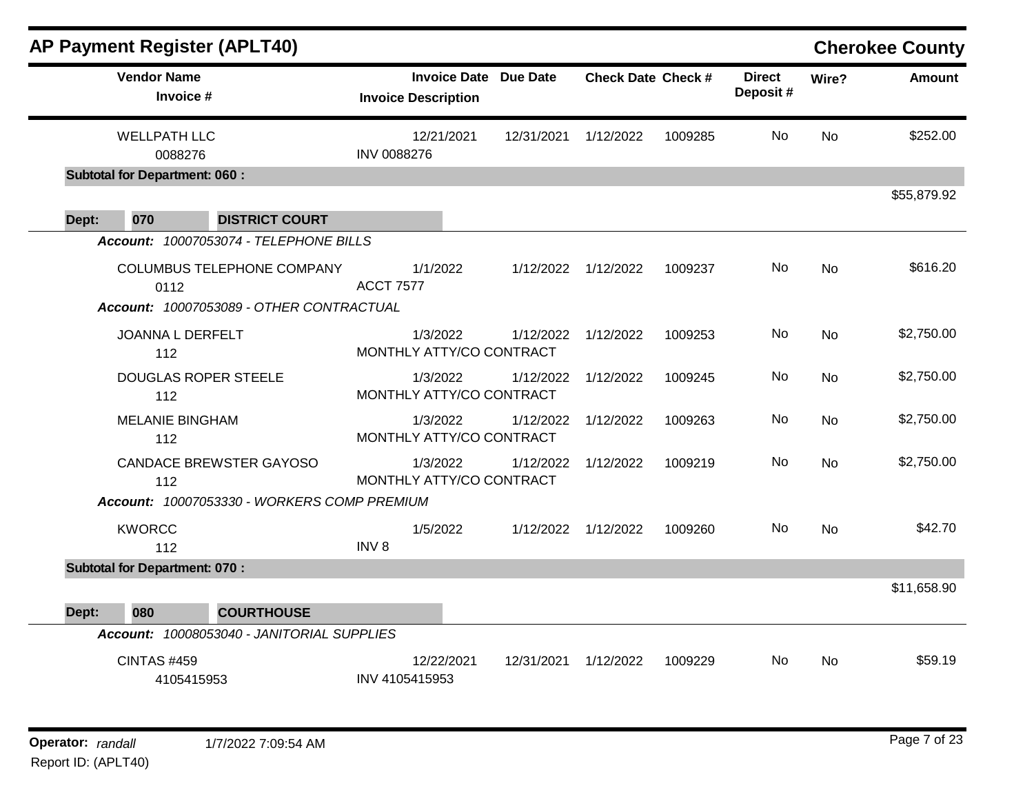## AP Payment Register (APLT40)

**Cherokee County**

| Vendor Name / Invoice # | Invoice Date / Invoice Description | Due Date | Check Date | Check # | Direct Deposit # | Wire? | Amount |
|---|---|---|---|---|---|---|---|
| WELLPATH LLC<br>0088276 | 12/21/2021<br>INV 0088276 | 12/31/2021 | 1/12/2022 | 1009285 | No | No | $252.00 |
| **Subtotal for Department: 060 :** | | | | | | | $55,879.92 |
| **Dept: 070 DISTRICT COURT** | | | | | | | |
| ***Account: 10007053074 - TELEPHONE BILLS*** | | | | | | | |
| COLUMBUS TELEPHONE COMPANY<br>0112 | 1/1/2022<br>ACCT 7577 | 1/12/2022 | 1/12/2022 | 1009237 | No | No | $616.20 |
| ***Account: 10007053089 - OTHER CONTRACTUAL*** | | | | | | | |
| JOANNA L DERFELT<br>112 | 1/3/2022<br>MONTHLY ATTY/CO CONTRACT | 1/12/2022 | 1/12/2022 | 1009253 | No | No | $2,750.00 |
| DOUGLAS ROPER STEELE<br>112 | 1/3/2022<br>MONTHLY ATTY/CO CONTRACT | 1/12/2022 | 1/12/2022 | 1009245 | No | No | $2,750.00 |
| MELANIE BINGHAM<br>112 | 1/3/2022<br>MONTHLY ATTY/CO CONTRACT | 1/12/2022 | 1/12/2022 | 1009263 | No | No | $2,750.00 |
| CANDACE BREWSTER GAYOSO<br>112 | 1/3/2022<br>MONTHLY ATTY/CO CONTRACT | 1/12/2022 | 1/12/2022 | 1009219 | No | No | $2,750.00 |
| ***Account: 10007053330 - WORKERS COMP PREMIUM*** | | | | | | | |
| KWORCC<br>112 | 1/5/2022<br>INV 8 | 1/12/2022 | 1/12/2022 | 1009260 | No | No | $42.70 |
| **Subtotal for Department: 070 :** | | | | | | | $11,658.90 |
| **Dept: 080 COURTHOUSE** | | | | | | | |
| ***Account: 10008053040 - JANITORIAL SUPPLIES*** | | | | | | | |
| CINTAS #459<br>4105415953 | 12/22/2021<br>INV 4105415953 | 12/31/2021 | 1/12/2022 | 1009229 | No | No | $59.19 |

**Operator:** *randall* 1/7/2022 7:09:54 AM
Report ID: (APLT40)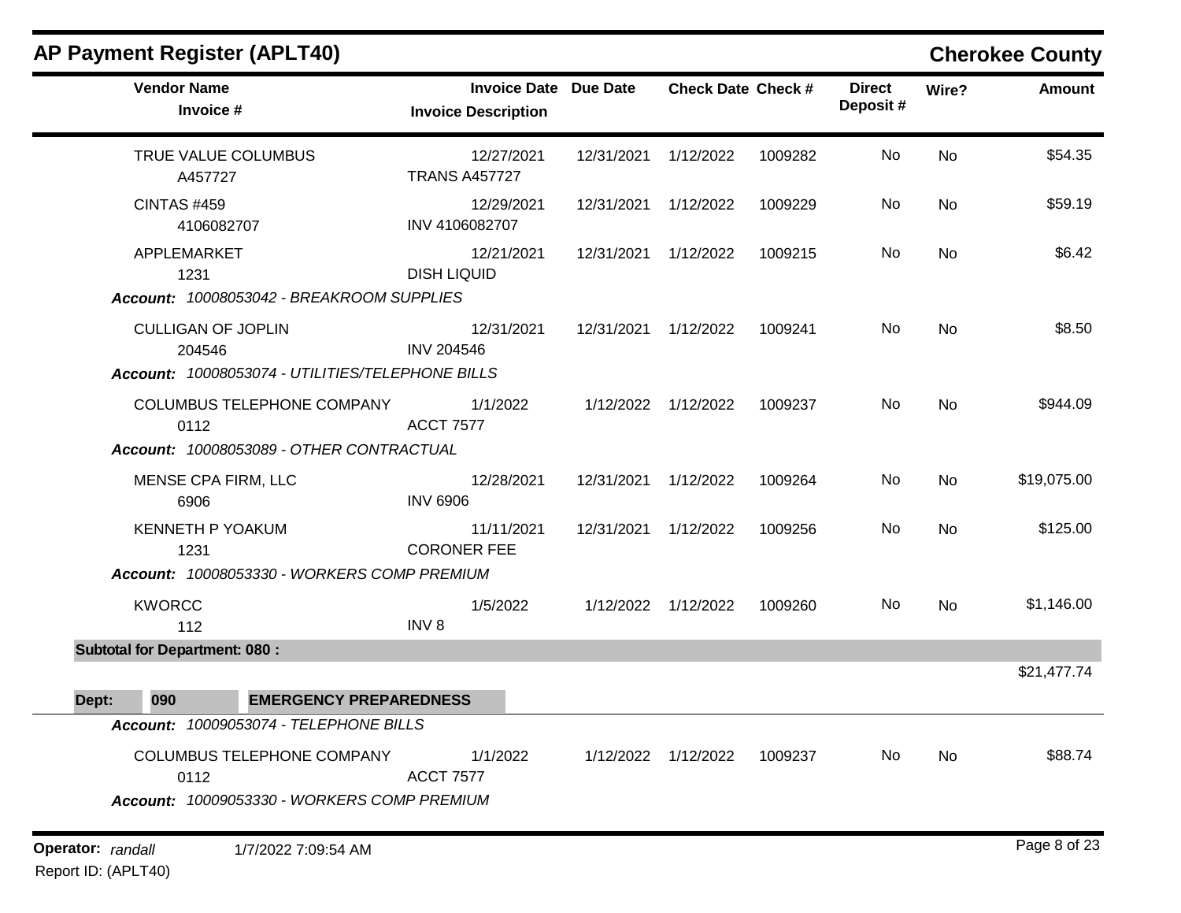## AP Payment Register (APLT40)

**Cherokee County**

| Vendor Name / Invoice # | Invoice Date / Invoice Description | Due Date | Check Date | Check # | Direct Deposit # | Wire? | Amount |
|---|---|---|---|---|---|---|---|
| TRUE VALUE COLUMBUS<br>A457727 | 12/27/2021<br>TRANS A457727 | 12/31/2021 | 1/12/2022 | 1009282 | No | No | $54.35 |
| CINTAS #459<br>4106082707 | 12/29/2021<br>INV 4106082707 | 12/31/2021 | 1/12/2022 | 1009229 | No | No | $59.19 |
| APPLEMARKET<br>1231 | 12/21/2021<br>DISH LIQUID | 12/31/2021 | 1/12/2022 | 1009215 | No | No | $6.42 |
| ***Account:*** *10008053042 - BREAKROOM SUPPLIES* | | | | | | | |
| CULLIGAN OF JOPLIN<br>204546 | 12/31/2021<br>INV 204546 | 12/31/2021 | 1/12/2022 | 1009241 | No | No | $8.50 |
| ***Account:*** *10008053074 - UTILITIES/TELEPHONE BILLS* | | | | | | | |
| COLUMBUS TELEPHONE COMPANY<br>0112 | 1/1/2022<br>ACCT 7577 | 1/12/2022 | 1/12/2022 | 1009237 | No | No | $944.09 |
| ***Account:*** *10008053089 - OTHER CONTRACTUAL* | | | | | | | |
| MENSE CPA FIRM, LLC<br>6906 | 12/28/2021<br>INV 6906 | 12/31/2021 | 1/12/2022 | 1009264 | No | No | $19,075.00 |
| KENNETH P YOAKUM<br>1231 | 11/11/2021<br>CORONER FEE | 12/31/2021 | 1/12/2022 | 1009256 | No | No | $125.00 |
| ***Account:*** *10008053330 - WORKERS COMP PREMIUM* | | | | | | | |
| KWORCC<br>112 | 1/5/2022<br>INV 8 | 1/12/2022 | 1/12/2022 | 1009260 | No | No | $1,146.00 |
| **Subtotal for Department: 080 :** | | | | | | | $21,477.74 |

**Dept: 090 EMERGENCY PREPAREDNESS**

| Vendor Name / Invoice # | Invoice Date / Invoice Description | Due Date | Check Date | Check # | Direct Deposit # | Wire? | Amount |
|---|---|---|---|---|---|---|---|
| ***Account:*** *10009053074 - TELEPHONE BILLS* | | | | | | | |
| COLUMBUS TELEPHONE COMPANY<br>0112 | 1/1/2022<br>ACCT 7577 | 1/12/2022 | 1/12/2022 | 1009237 | No | No | $88.74 |
| ***Account:*** *10009053330 - WORKERS COMP PREMIUM* | | | | | | | |

**Operator:** *randall* 1/7/2022 7:09:54 AM
Report ID: (APLT40)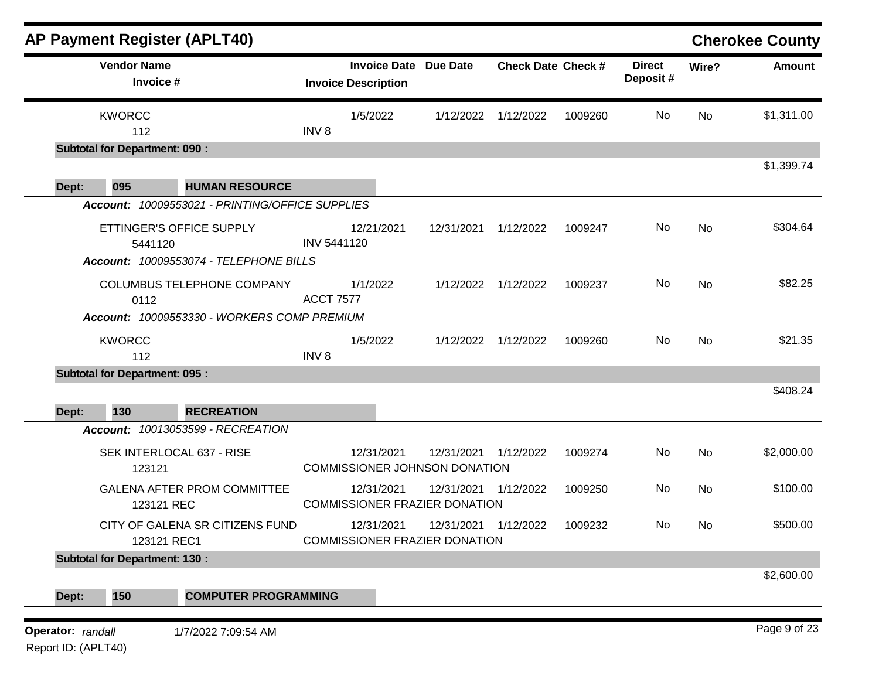## AP Payment Register (APLT40)

**Cherokee County**

| Vendor Name / Invoice # | Invoice Date / Invoice Description | Due Date | Check Date | Check # | Direct Deposit # | Wire? | Amount |
|---|---|---|---|---|---|---|---|
| KWORCC<br>112 | 1/5/2022<br>INV 8 | 1/12/2022 | 1/12/2022 | 1009260 | No | No | $1,311.00 |
| **Subtotal for Department: 090 :** | | | | | | | $1,399.74 |
| **Dept: 095 HUMAN RESOURCE** | | | | | | | |
| ***Account: 10009553021 - PRINTING/OFFICE SUPPLIES*** | | | | | | | |
| ETTINGER'S OFFICE SUPPLY<br>5441120 | 12/21/2021<br>INV 5441120 | 12/31/2021 | 1/12/2022 | 1009247 | No | No | $304.64 |
| ***Account: 10009553074 - TELEPHONE BILLS*** | | | | | | | |
| COLUMBUS TELEPHONE COMPANY<br>0112 | 1/1/2022<br>ACCT 7577 | 1/12/2022 | 1/12/2022 | 1009237 | No | No | $82.25 |
| ***Account: 10009553330 - WORKERS COMP PREMIUM*** | | | | | | | |
| KWORCC<br>112 | 1/5/2022<br>INV 8 | 1/12/2022 | 1/12/2022 | 1009260 | No | No | $21.35 |
| **Subtotal for Department: 095 :** | | | | | | | $408.24 |
| **Dept: 130 RECREATION** | | | | | | | |
| ***Account: 10013053599 - RECREATION*** | | | | | | | |
| SEK INTERLOCAL 637 - RISE<br>123121 | 12/31/2021<br>COMMISSIONER JOHNSON DONATION | 12/31/2021 | 1/12/2022 | 1009274 | No | No | $2,000.00 |
| GALENA AFTER PROM COMMITTEE<br>123121 REC | 12/31/2021<br>COMMISSIONER FRAZIER DONATION | 12/31/2021 | 1/12/2022 | 1009250 | No | No | $100.00 |
| CITY OF GALENA SR CITIZENS FUND<br>123121 REC1 | 12/31/2021<br>COMMISSIONER FRAZIER DONATION | 12/31/2021 | 1/12/2022 | 1009232 | No | No | $500.00 |
| **Subtotal for Department: 130 :** | | | | | | | $2,600.00 |
| **Dept: 150 COMPUTER PROGRAMMING** | | | | | | | |

Operator: *randall* 1/7/2022 7:09:54 AM
Report ID: (APLT40)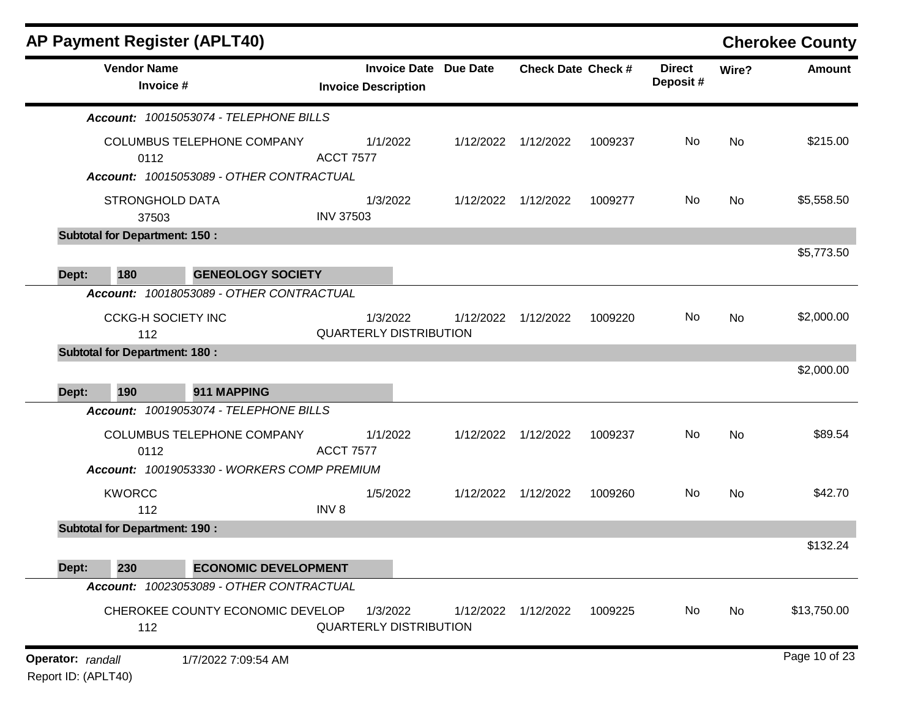# AP Payment Register (APLT40)

**Cherokee County**

| Vendor Name / Invoice # | Invoice Date / Invoice Description | Due Date | Check Date | Check # | Direct Deposit # | Wire? | Amount |
|---|---|---|---|---|---|---|---|
| ***Account:*** *10015053074 - TELEPHONE BILLS* | | | | | | | |
| COLUMBUS TELEPHONE COMPANY | 1/1/2022 | 1/12/2022 | 1/12/2022 | 1009237 | No | No | $215.00 |
| 0112 | ACCT 7577 | | | | | | |
| ***Account:*** *10015053089 - OTHER CONTRACTUAL* | | | | | | | |
| STRONGHOLD DATA | 1/3/2022 | 1/12/2022 | 1/12/2022 | 1009277 | No | No | $5,558.50 |
| 37503 | INV 37503 | | | | | | |
| **Subtotal for Department: 150 :** | | | | | | | $5,773.50 |
| **Dept: 180 GENEOLOGY SOCIETY** | | | | | | | |
| ***Account:*** *10018053089 - OTHER CONTRACTUAL* | | | | | | | |
| CCKG-H SOCIETY INC | 1/3/2022 | 1/12/2022 | 1/12/2022 | 1009220 | No | No | $2,000.00 |
| 112 | QUARTERLY DISTRIBUTION | | | | | | |
| **Subtotal for Department: 180 :** | | | | | | | $2,000.00 |
| **Dept: 190 911 MAPPING** | | | | | | | |
| ***Account:*** *10019053074 - TELEPHONE BILLS* | | | | | | | |
| COLUMBUS TELEPHONE COMPANY | 1/1/2022 | 1/12/2022 | 1/12/2022 | 1009237 | No | No | $89.54 |
| 0112 | ACCT 7577 | | | | | | |
| ***Account:*** *10019053330 - WORKERS COMP PREMIUM* | | | | | | | |
| KWORCC | 1/5/2022 | 1/12/2022 | 1/12/2022 | 1009260 | No | No | $42.70 |
| 112 | INV 8 | | | | | | |
| **Subtotal for Department: 190 :** | | | | | | | $132.24 |
| **Dept: 230 ECONOMIC DEVELOPMENT** | | | | | | | |
| ***Account:*** *10023053089 - OTHER CONTRACTUAL* | | | | | | | |
| CHEROKEE COUNTY ECONOMIC DEVELOP | 1/3/2022 | 1/12/2022 | 1/12/2022 | 1009225 | No | No | $13,750.00 |
| 112 | QUARTERLY DISTRIBUTION | | | | | | |

**Operator:** *randall* 1/7/2022 7:09:54 AM

Report ID: (APLT40)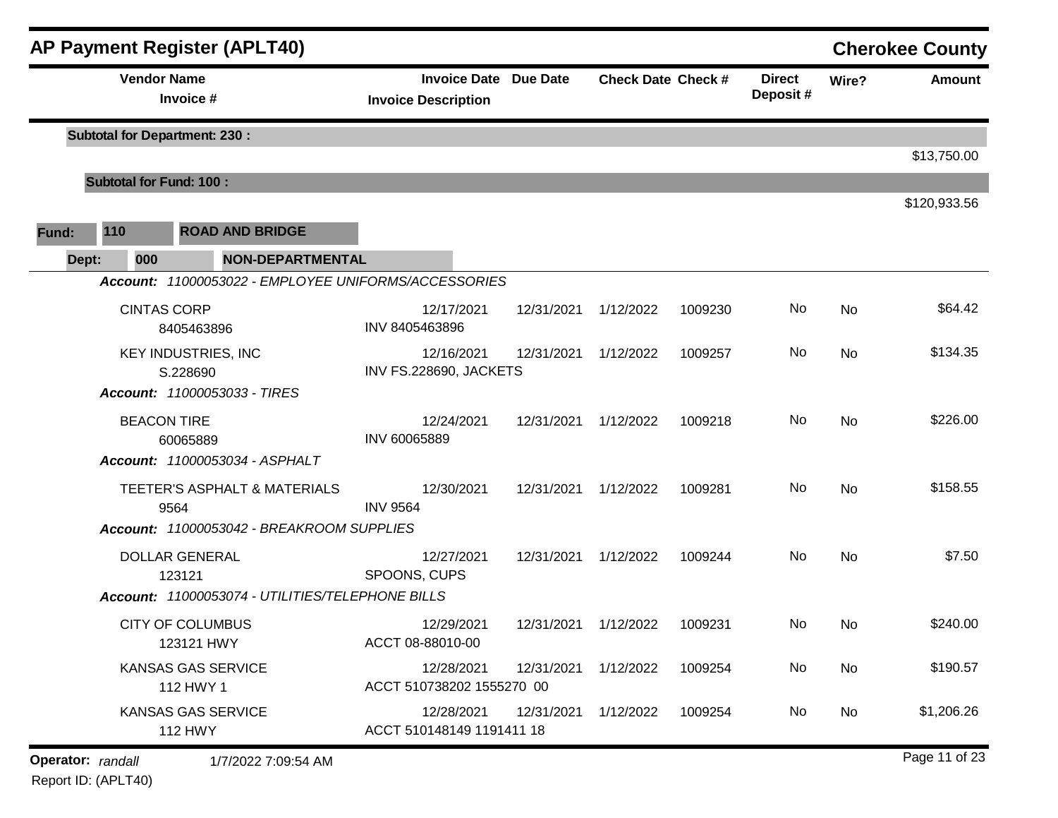## AP Payment Register (APLT40)

**Cherokee County**

| Vendor Name / Invoice # | Invoice Date / Invoice Description | Due Date | Check Date | Check # | Direct Deposit # | Wire? | Amount |
|---|---|---|---|---|---|---|---|
| **Subtotal for Department: 230 :** | | | | | | | $13,750.00 |
| **Subtotal for Fund: 100 :** | | | | | | | $120,933.56 |

**Fund: 110 ROAD AND BRIDGE**

**Dept: 000 NON-DEPARTMENTAL**

| Vendor Name / Invoice # | Invoice Date / Invoice Description | Due Date | Check Date | Check # | Direct Deposit # | Wire? | Amount |
|---|---|---|---|---|---|---|---|
| ***Account: 11000053022 - EMPLOYEE UNIFORMS/ACCESSORIES*** | | | | | | | |
| CINTAS CORP 8405463896 | 12/17/2021 INV 8405463896 | 12/31/2021 | 1/12/2022 | 1009230 | No | No | $64.42 |
| KEY INDUSTRIES, INC S.228690 | 12/16/2021 INV FS.228690, JACKETS | 12/31/2021 | 1/12/2022 | 1009257 | No | No | $134.35 |
| ***Account: 11000053033 - TIRES*** | | | | | | | |
| BEACON TIRE 60065889 | 12/24/2021 INV 60065889 | 12/31/2021 | 1/12/2022 | 1009218 | No | No | $226.00 |
| ***Account: 11000053034 - ASPHALT*** | | | | | | | |
| TEETER'S ASPHALT & MATERIALS 9564 | 12/30/2021 INV 9564 | 12/31/2021 | 1/12/2022 | 1009281 | No | No | $158.55 |
| ***Account: 11000053042 - BREAKROOM SUPPLIES*** | | | | | | | |
| DOLLAR GENERAL 123121 | 12/27/2021 SPOONS, CUPS | 12/31/2021 | 1/12/2022 | 1009244 | No | No | $7.50 |
| ***Account: 11000053074 - UTILITIES/TELEPHONE BILLS*** | | | | | | | |
| CITY OF COLUMBUS 123121 HWY | 12/29/2021 ACCT 08-88010-00 | 12/31/2021 | 1/12/2022 | 1009231 | No | No | $240.00 |
| KANSAS GAS SERVICE 112 HWY 1 | 12/28/2021 ACCT 510738202 1555270 00 | 12/31/2021 | 1/12/2022 | 1009254 | No | No | $190.57 |
| KANSAS GAS SERVICE 112 HWY | 12/28/2021 ACCT 510148149 1191411 18 | 12/31/2021 | 1/12/2022 | 1009254 | No | No | $1,206.26 |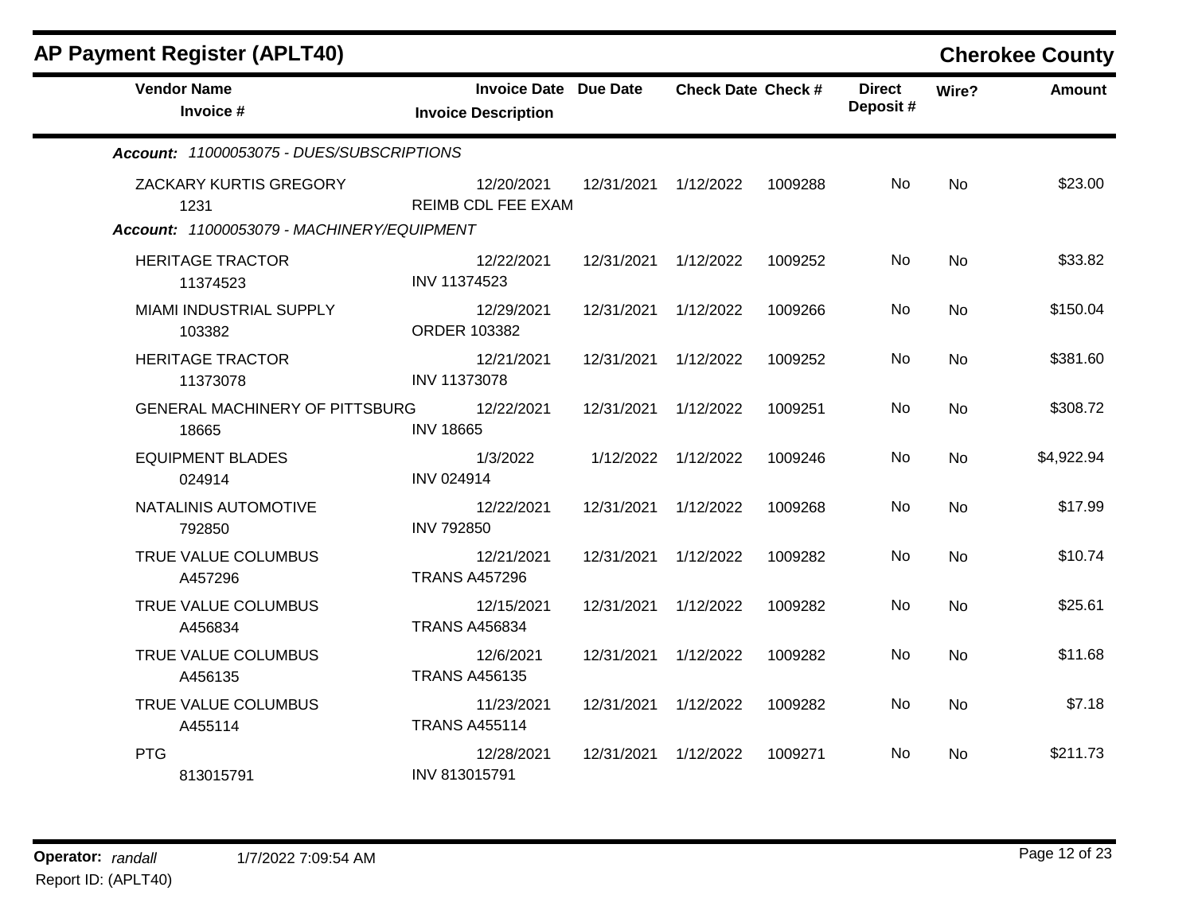## AP Payment Register (APLT40)

**Cherokee County**

| Vendor Name<br>Invoice # | Invoice Date<br>Invoice Description | Due Date | Check Date | Check # | Direct Deposit # | Wire? | Amount |
|---|---|---|---|---|---|---|---|
| ***Account:* 11000053075 - DUES/SUBSCRIPTIONS** | | | | | | | |
| ZACKARY KURTIS GREGORY<br>1231 | 12/20/2021<br>REIMB CDL FEE EXAM | 12/31/2021 | 1/12/2022 | 1009288 | No | No | $23.00 |
| ***Account:* 11000053079 - MACHINERY/EQUIPMENT** | | | | | | | |
| HERITAGE TRACTOR<br>11374523 | 12/22/2021<br>INV 11374523 | 12/31/2021 | 1/12/2022 | 1009252 | No | No | $33.82 |
| MIAMI INDUSTRIAL SUPPLY<br>103382 | 12/29/2021<br>ORDER 103382 | 12/31/2021 | 1/12/2022 | 1009266 | No | No | $150.04 |
| HERITAGE TRACTOR<br>11373078 | 12/21/2021<br>INV 11373078 | 12/31/2021 | 1/12/2022 | 1009252 | No | No | $381.60 |
| GENERAL MACHINERY OF PITTSBURG<br>18665 | 12/22/2021<br>INV 18665 | 12/31/2021 | 1/12/2022 | 1009251 | No | No | $308.72 |
| EQUIPMENT BLADES<br>024914 | 1/3/2022<br>INV 024914 | 1/12/2022 | 1/12/2022 | 1009246 | No | No | $4,922.94 |
| NATALINIS AUTOMOTIVE<br>792850 | 12/22/2021<br>INV 792850 | 12/31/2021 | 1/12/2022 | 1009268 | No | No | $17.99 |
| TRUE VALUE COLUMBUS<br>A457296 | 12/21/2021<br>TRANS A457296 | 12/31/2021 | 1/12/2022 | 1009282 | No | No | $10.74 |
| TRUE VALUE COLUMBUS<br>A456834 | 12/15/2021<br>TRANS A456834 | 12/31/2021 | 1/12/2022 | 1009282 | No | No | $25.61 |
| TRUE VALUE COLUMBUS<br>A456135 | 12/6/2021<br>TRANS A456135 | 12/31/2021 | 1/12/2022 | 1009282 | No | No | $11.68 |
| TRUE VALUE COLUMBUS<br>A455114 | 11/23/2021<br>TRANS A455114 | 12/31/2021 | 1/12/2022 | 1009282 | No | No | $7.18 |
| PTG<br>813015791 | 12/28/2021<br>INV 813015791 | 12/31/2021 | 1/12/2022 | 1009271 | No | No | $211.73 |

**Operator:** *randall* 1/7/2022 7:09:54 AM

Report ID: (APLT40)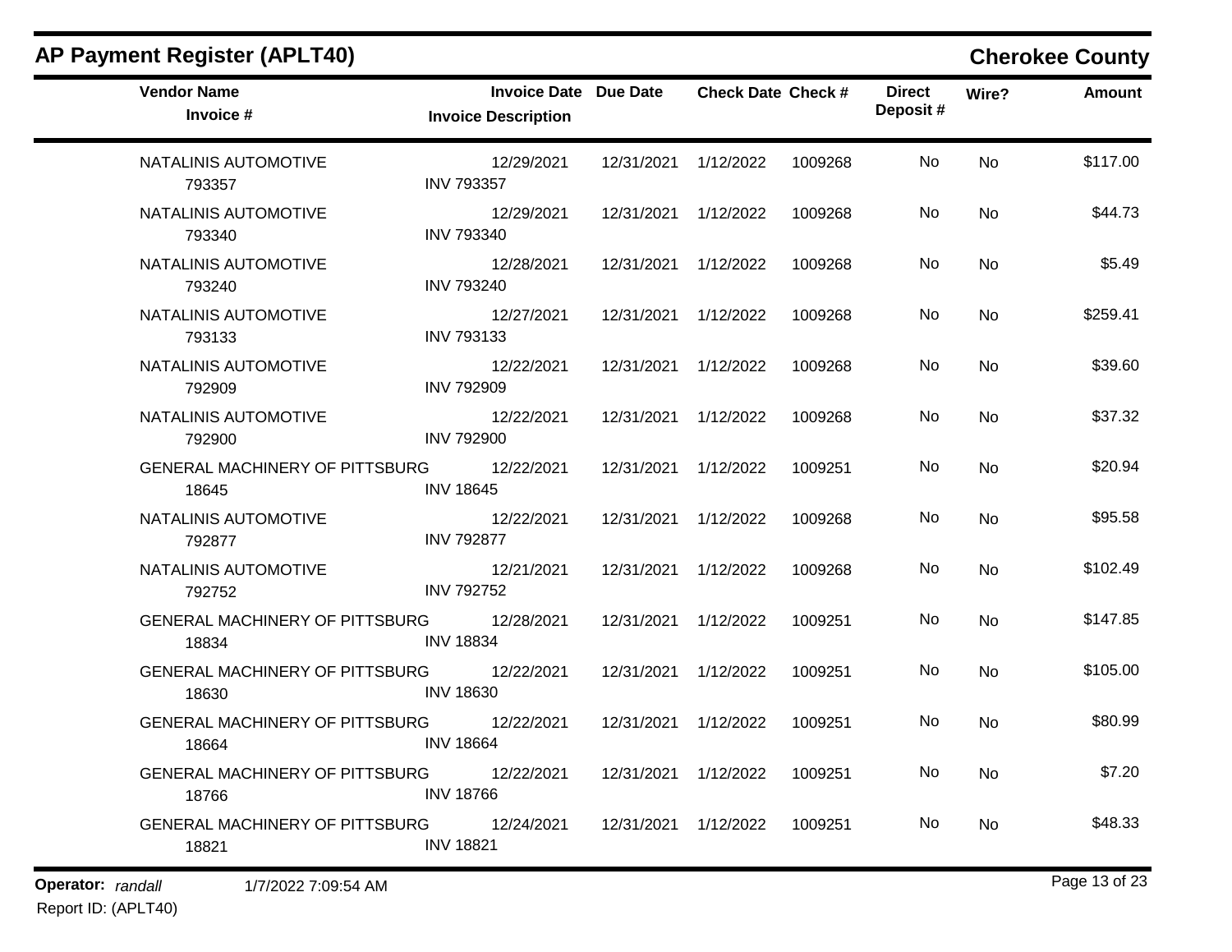# AP Payment Register (APLT40)

## Cherokee County

| Vendor Name / Invoice # | Invoice Date / Invoice Description | Due Date | Check Date | Check # | Direct Deposit # | Wire? | Amount |
|---|---|---|---|---|---|---|---|
| NATALINIS AUTOMOTIVE<br>793357 | 12/29/2021<br>INV 793357 | 12/31/2021 | 1/12/2022 | 1009268 | No | No | $117.00 |
| NATALINIS AUTOMOTIVE<br>793340 | 12/29/2021<br>INV 793340 | 12/31/2021 | 1/12/2022 | 1009268 | No | No | $44.73 |
| NATALINIS AUTOMOTIVE<br>793240 | 12/28/2021<br>INV 793240 | 12/31/2021 | 1/12/2022 | 1009268 | No | No | $5.49 |
| NATALINIS AUTOMOTIVE<br>793133 | 12/27/2021<br>INV 793133 | 12/31/2021 | 1/12/2022 | 1009268 | No | No | $259.41 |
| NATALINIS AUTOMOTIVE<br>792909 | 12/22/2021<br>INV 792909 | 12/31/2021 | 1/12/2022 | 1009268 | No | No | $39.60 |
| NATALINIS AUTOMOTIVE<br>792900 | 12/22/2021<br>INV 792900 | 12/31/2021 | 1/12/2022 | 1009268 | No | No | $37.32 |
| GENERAL MACHINERY OF PITTSBURG<br>18645 | 12/22/2021<br>INV 18645 | 12/31/2021 | 1/12/2022 | 1009251 | No | No | $20.94 |
| NATALINIS AUTOMOTIVE<br>792877 | 12/22/2021<br>INV 792877 | 12/31/2021 | 1/12/2022 | 1009268 | No | No | $95.58 |
| NATALINIS AUTOMOTIVE<br>792752 | 12/21/2021<br>INV 792752 | 12/31/2021 | 1/12/2022 | 1009268 | No | No | $102.49 |
| GENERAL MACHINERY OF PITTSBURG<br>18834 | 12/28/2021<br>INV 18834 | 12/31/2021 | 1/12/2022 | 1009251 | No | No | $147.85 |
| GENERAL MACHINERY OF PITTSBURG<br>18630 | 12/22/2021<br>INV 18630 | 12/31/2021 | 1/12/2022 | 1009251 | No | No | $105.00 |
| GENERAL MACHINERY OF PITTSBURG<br>18664 | 12/22/2021<br>INV 18664 | 12/31/2021 | 1/12/2022 | 1009251 | No | No | $80.99 |
| GENERAL MACHINERY OF PITTSBURG<br>18766 | 12/22/2021<br>INV 18766 | 12/31/2021 | 1/12/2022 | 1009251 | No | No | $7.20 |
| GENERAL MACHINERY OF PITTSBURG<br>18821 | 12/24/2021<br>INV 18821 | 12/31/2021 | 1/12/2022 | 1009251 | No | No | $48.33 |

**Operator:** *randall* 1/7/2022 7:09:54 AM
Report ID: (APLT40)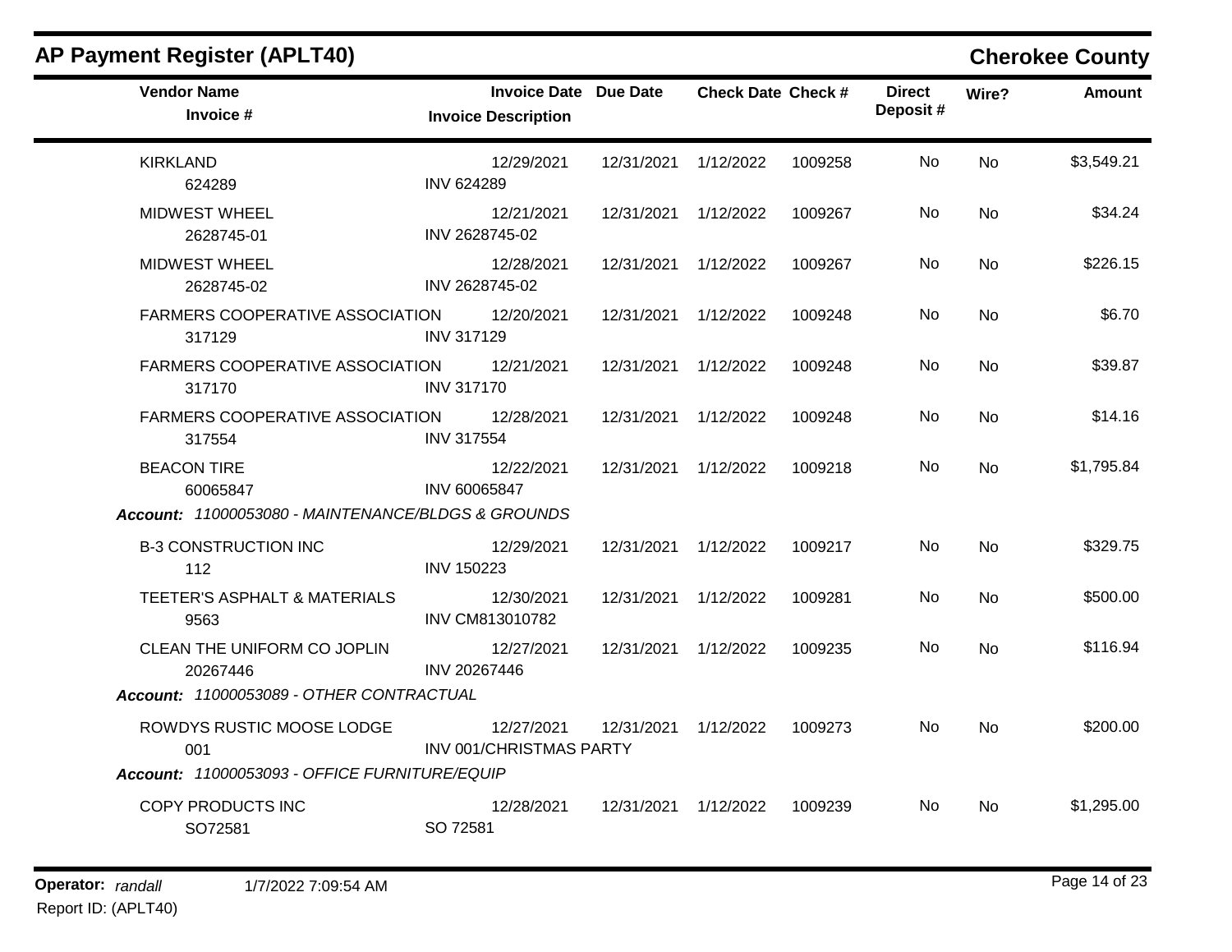## AP Payment Register (APLT40)

## Cherokee County

| Vendor Name / Invoice # | Invoice Date / Invoice Description | Due Date | Check Date | Check # | Direct Deposit # | Wire? | Amount |
|---|---|---|---|---|---|---|---|
| KIRKLAND<br>624289 | 12/29/2021<br>INV 624289 | 12/31/2021 | 1/12/2022 | 1009258 | No | No | $3,549.21 |
| MIDWEST WHEEL<br>2628745-01 | 12/21/2021<br>INV 2628745-02 | 12/31/2021 | 1/12/2022 | 1009267 | No | No | $34.24 |
| MIDWEST WHEEL<br>2628745-02 | 12/28/2021<br>INV 2628745-02 | 12/31/2021 | 1/12/2022 | 1009267 | No | No | $226.15 |
| FARMERS COOPERATIVE ASSOCIATION<br>317129 | 12/20/2021<br>INV 317129 | 12/31/2021 | 1/12/2022 | 1009248 | No | No | $6.70 |
| FARMERS COOPERATIVE ASSOCIATION<br>317170 | 12/21/2021<br>INV 317170 | 12/31/2021 | 1/12/2022 | 1009248 | No | No | $39.87 |
| FARMERS COOPERATIVE ASSOCIATION<br>317554 | 12/28/2021<br>INV 317554 | 12/31/2021 | 1/12/2022 | 1009248 | No | No | $14.16 |
| BEACON TIRE<br>60065847 | 12/22/2021<br>INV 60065847 | 12/31/2021 | 1/12/2022 | 1009218 | No | No | $1,795.84 |
| ***Account:** 11000053080 - MAINTENANCE/BLDGS & GROUNDS* | | | | | | | |
| B-3 CONSTRUCTION INC<br>112 | 12/29/2021<br>INV 150223 | 12/31/2021 | 1/12/2022 | 1009217 | No | No | $329.75 |
| TEETER'S ASPHALT & MATERIALS<br>9563 | 12/30/2021<br>INV CM813010782 | 12/31/2021 | 1/12/2022 | 1009281 | No | No | $500.00 |
| CLEAN THE UNIFORM CO JOPLIN<br>20267446 | 12/27/2021<br>INV 20267446 | 12/31/2021 | 1/12/2022 | 1009235 | No | No | $116.94 |
| ***Account:** 11000053089 - OTHER CONTRACTUAL* | | | | | | | |
| ROWDYS RUSTIC MOOSE LODGE<br>001 | 12/27/2021<br>INV 001/CHRISTMAS PARTY | 12/31/2021 | 1/12/2022 | 1009273 | No | No | $200.00 |
| ***Account:** 11000053093 - OFFICE FURNITURE/EQUIP* | | | | | | | |
| COPY PRODUCTS INC<br>SO72581 | 12/28/2021<br>SO 72581 | 12/31/2021 | 1/12/2022 | 1009239 | No | No | $1,295.00 |

**Operator:** *randall* 1/7/2022 7:09:54 AM
Report ID: (APLT40)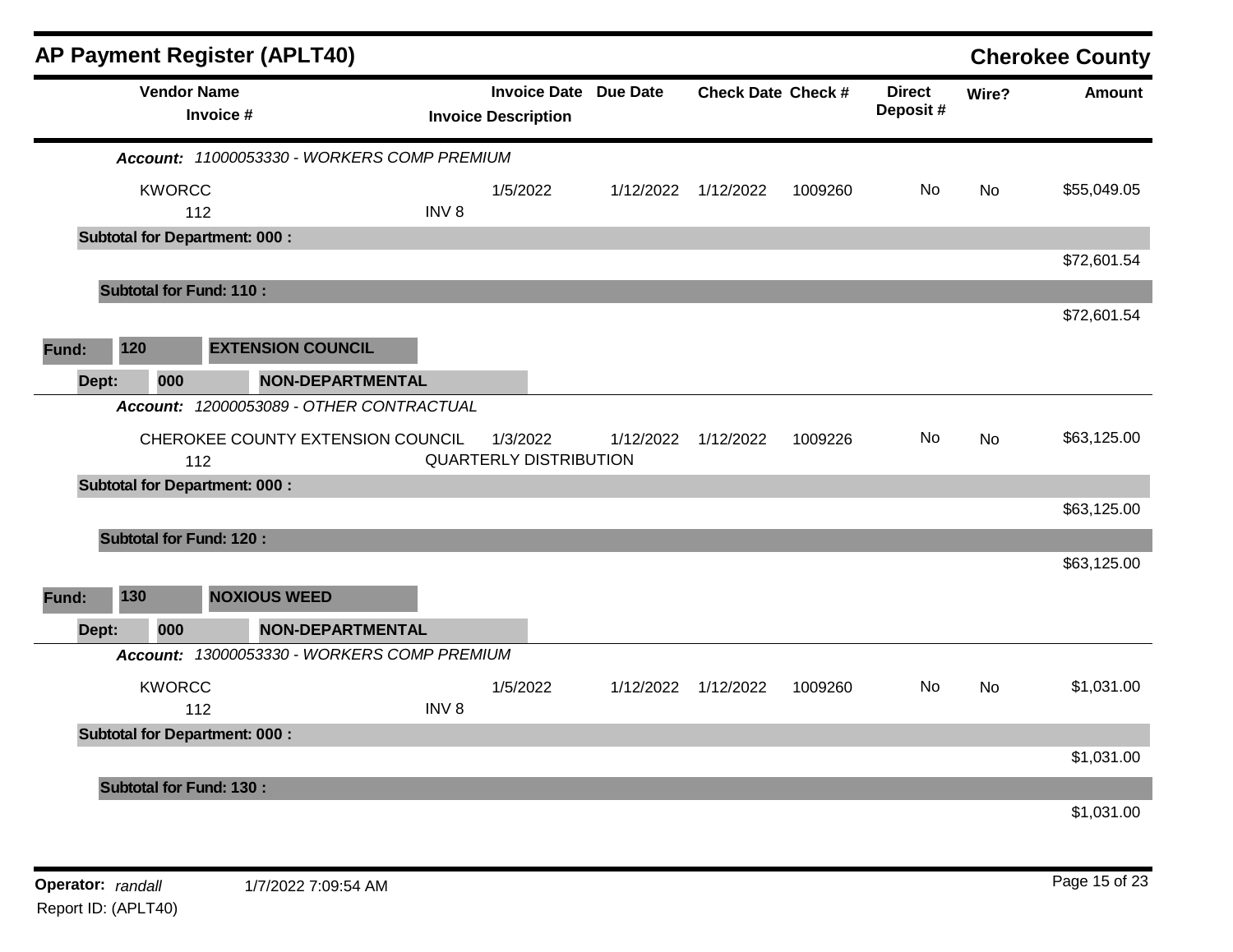## AP Payment Register (APLT40)

**Cherokee County**

| Vendor Name / Invoice # | Invoice Date / Invoice Description | Due Date | Check Date | Check # | Direct Deposit # | Wire? | Amount |
|---|---|---|---|---|---|---|---|
| ***Account:*** *11000053330 - WORKERS COMP PREMIUM* | | | | | | | |
| KWORCC<br>112 | 1/5/2022<br>INV 8 | 1/12/2022 | 1/12/2022 | 1009260 | No | No | $55,049.05 |
| **Subtotal for Department: 000 :** | | | | | | | $72,601.54 |
| **Subtotal for Fund: 110 :** | | | | | | | $72,601.54 |
| **Fund: 120 EXTENSION COUNCIL** | | | | | | | |
| **Dept: 000 NON-DEPARTMENTAL** | | | | | | | |
| ***Account:*** *12000053089 - OTHER CONTRACTUAL* | | | | | | | |
| CHEROKEE COUNTY EXTENSION COUNCIL<br>112 | 1/3/2022<br>QUARTERLY DISTRIBUTION | 1/12/2022 | 1/12/2022 | 1009226 | No | No | $63,125.00 |
| **Subtotal for Department: 000 :** | | | | | | | $63,125.00 |
| **Subtotal for Fund: 120 :** | | | | | | | $63,125.00 |
| **Fund: 130 NOXIOUS WEED** | | | | | | | |
| **Dept: 000 NON-DEPARTMENTAL** | | | | | | | |
| ***Account:*** *13000053330 - WORKERS COMP PREMIUM* | | | | | | | |
| KWORCC<br>112 | 1/5/2022<br>INV 8 | 1/12/2022 | 1/12/2022 | 1009260 | No | No | $1,031.00 |
| **Subtotal for Department: 000 :** | | | | | | | $1,031.00 |
| **Subtotal for Fund: 130 :** | | | | | | | $1,031.00 |

**Operator:** *randall* 1/7/2022 7:09:54 AM

Report ID: (APLT40)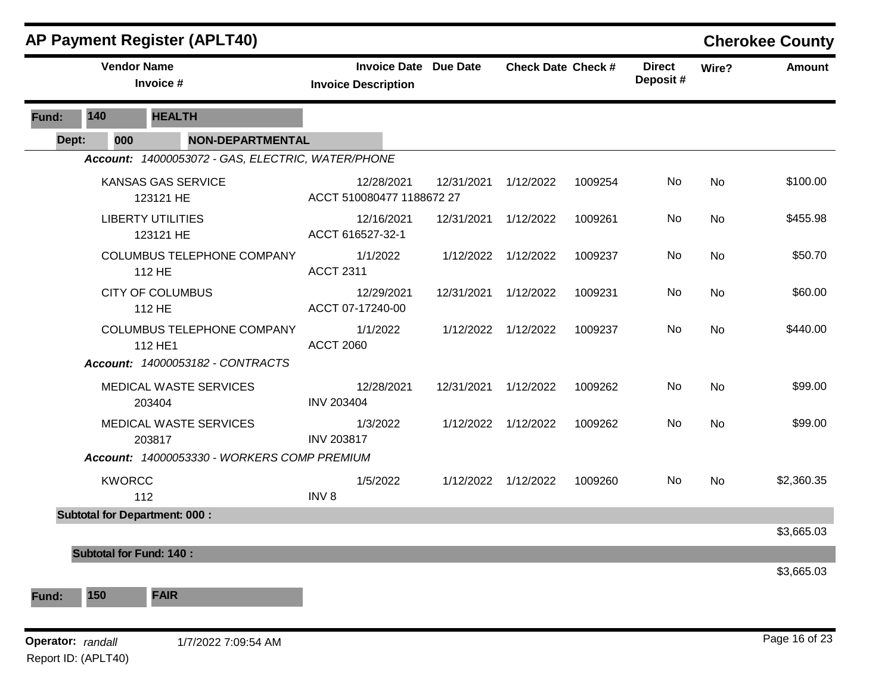## AP Payment Register (APLT40)

**Cherokee County**

| Vendor Name / Invoice # | Invoice Date / Invoice Description | Due Date | Check Date | Check # | Direct Deposit # | Wire? | Amount |
|---|---|---|---|---|---|---|---|
| **Fund: 140 HEALTH** | | | | | | | |
| **Dept: 000 NON-DEPARTMENTAL** | | | | | | | |
| ***Account: 14000053072 - GAS, ELECTRIC, WATER/PHONE*** | | | | | | | |
| KANSAS GAS SERVICE<br>123121 HE | 12/28/2021<br>ACCT 510080477 1188672 27 | 12/31/2021 | 1/12/2022 | 1009254 | No | No | $100.00 |
| LIBERTY UTILITIES<br>123121 HE | 12/16/2021<br>ACCT 616527-32-1 | 12/31/2021 | 1/12/2022 | 1009261 | No | No | $455.98 |
| COLUMBUS TELEPHONE COMPANY<br>112 HE | 1/1/2022<br>ACCT 2311 | 1/12/2022 | 1/12/2022 | 1009237 | No | No | $50.70 |
| CITY OF COLUMBUS<br>112 HE | 12/29/2021<br>ACCT 07-17240-00 | 12/31/2021 | 1/12/2022 | 1009231 | No | No | $60.00 |
| COLUMBUS TELEPHONE COMPANY<br>112 HE1 | 1/1/2022<br>ACCT 2060 | 1/12/2022 | 1/12/2022 | 1009237 | No | No | $440.00 |
| ***Account: 14000053182 - CONTRACTS*** | | | | | | | |
| MEDICAL WASTE SERVICES<br>203404 | 12/28/2021<br>INV 203404 | 12/31/2021 | 1/12/2022 | 1009262 | No | No | $99.00 |
| MEDICAL WASTE SERVICES<br>203817 | 1/3/2022<br>INV 203817 | 1/12/2022 | 1/12/2022 | 1009262 | No | No | $99.00 |
| ***Account: 14000053330 - WORKERS COMP PREMIUM*** | | | | | | | |
| KWORCC<br>112 | 1/5/2022<br>INV 8 | 1/12/2022 | 1/12/2022 | 1009260 | No | No | $2,360.35 |
| **Subtotal for Department: 000 :** | | | | | | | $3,665.03 |
| **Subtotal for Fund: 140 :** | | | | | | | $3,665.03 |
| **Fund: 150 FAIR** | | | | | | | |

**Operator:** *randall* 1/7/2022 7:09:54 AM

Report ID: (APLT40)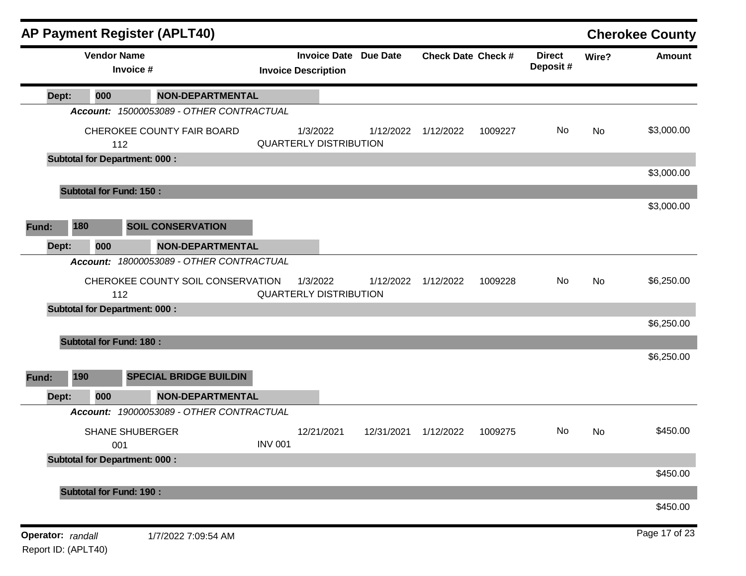## AP Payment Register (APLT40)

**Cherokee County**

| Vendor Name / Invoice # | Invoice Date / Invoice Description | Due Date | Check Date | Check # | Direct Deposit # | Wire? | Amount |
|---|---|---|---|---|---|---|---|
| **Dept: 000 NON-DEPARTMENTAL** | | | | | | | |
| ***Account:*** *15000053089 - OTHER CONTRACTUAL* | | | | | | | |
| CHEROKEE COUNTY FAIR BOARD<br>112 | 1/3/2022<br>QUARTERLY DISTRIBUTION | 1/12/2022 | 1/12/2022 | 1009227 | No | No | $3,000.00 |
| **Subtotal for Department: 000 :** | | | | | | | $3,000.00 |
| **Subtotal for Fund: 150 :** | | | | | | | $3,000.00 |
| **Fund: 180 SOIL CONSERVATION** | | | | | | | |
| **Dept: 000 NON-DEPARTMENTAL** | | | | | | | |
| ***Account:*** *18000053089 - OTHER CONTRACTUAL* | | | | | | | |
| CHEROKEE COUNTY SOIL CONSERVATION<br>112 | 1/3/2022<br>QUARTERLY DISTRIBUTION | 1/12/2022 | 1/12/2022 | 1009228 | No | No | $6,250.00 |
| **Subtotal for Department: 000 :** | | | | | | | $6,250.00 |
| **Subtotal for Fund: 180 :** | | | | | | | $6,250.00 |
| **Fund: 190 SPECIAL BRIDGE BUILDIN** | | | | | | | |
| **Dept: 000 NON-DEPARTMENTAL** | | | | | | | |
| ***Account:*** *19000053089 - OTHER CONTRACTUAL* | | | | | | | |
| SHANE SHUBERGER<br>001 | 12/21/2021<br>INV 001 | 12/31/2021 | 1/12/2022 | 1009275 | No | No | $450.00 |
| **Subtotal for Department: 000 :** | | | | | | | $450.00 |
| **Subtotal for Fund: 190 :** | | | | | | | $450.00 |

**Operator:** *randall* 1/7/2022 7:09:54 AM

Report ID: (APLT40)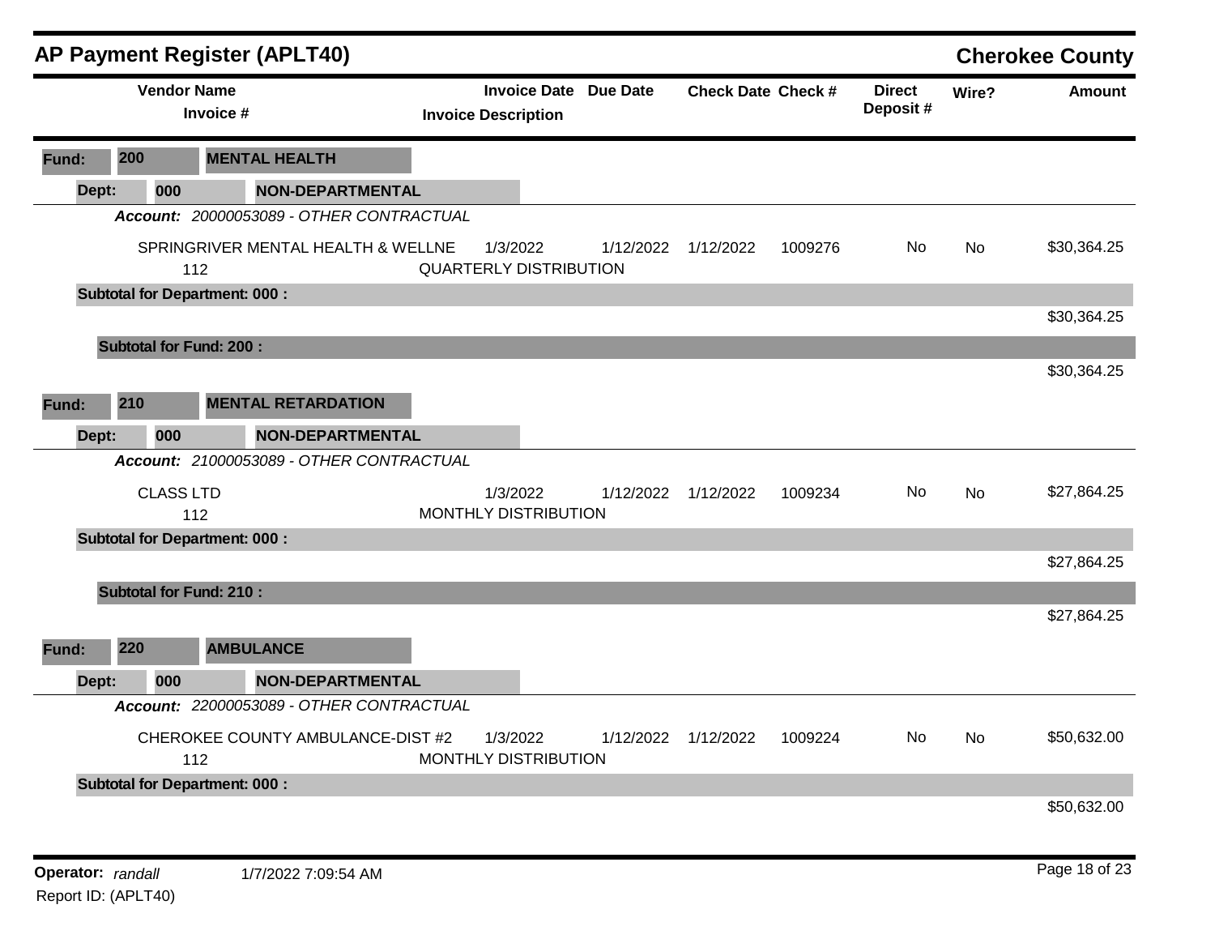## AP Payment Register (APLT40)

**Cherokee County**

| Vendor Name / Invoice # | Invoice Date / Invoice Description | Due Date | Check Date | Check # | Direct Deposit # | Wire? | Amount |
|---|---|---|---|---|---|---|---|
| **Fund: 200 MENTAL HEALTH** | | | | | | | |
| **Dept: 000 NON-DEPARTMENTAL** | | | | | | | |
| ***Account: 20000053089 - OTHER CONTRACTUAL*** | | | | | | | |
| SPRINGRIVER MENTAL HEALTH & WELLNE | 1/3/2022 | 1/12/2022 | 1/12/2022 | 1009276 | No | No | $30,364.25 |
| 112 | QUARTERLY DISTRIBUTION | | | | | | |
| **Subtotal for Department: 000 :** | | | | | | | $30,364.25 |
| **Subtotal for Fund: 200 :** | | | | | | | $30,364.25 |
| **Fund: 210 MENTAL RETARDATION** | | | | | | | |
| **Dept: 000 NON-DEPARTMENTAL** | | | | | | | |
| ***Account: 21000053089 - OTHER CONTRACTUAL*** | | | | | | | |
| CLASS LTD | 1/3/2022 | 1/12/2022 | 1/12/2022 | 1009234 | No | No | $27,864.25 |
| 112 | MONTHLY DISTRIBUTION | | | | | | |
| **Subtotal for Department: 000 :** | | | | | | | $27,864.25 |
| **Subtotal for Fund: 210 :** | | | | | | | $27,864.25 |
| **Fund: 220 AMBULANCE** | | | | | | | |
| **Dept: 000 NON-DEPARTMENTAL** | | | | | | | |
| ***Account: 22000053089 - OTHER CONTRACTUAL*** | | | | | | | |
| CHEROKEE COUNTY AMBULANCE-DIST #2 | 1/3/2022 | 1/12/2022 | 1/12/2022 | 1009224 | No | No | $50,632.00 |
| 112 | MONTHLY DISTRIBUTION | | | | | | |
| **Subtotal for Department: 000 :** | | | | | | | $50,632.00 |

**Operator:** *randall* 1/7/2022 7:09:54 AM

Report ID: (APLT40)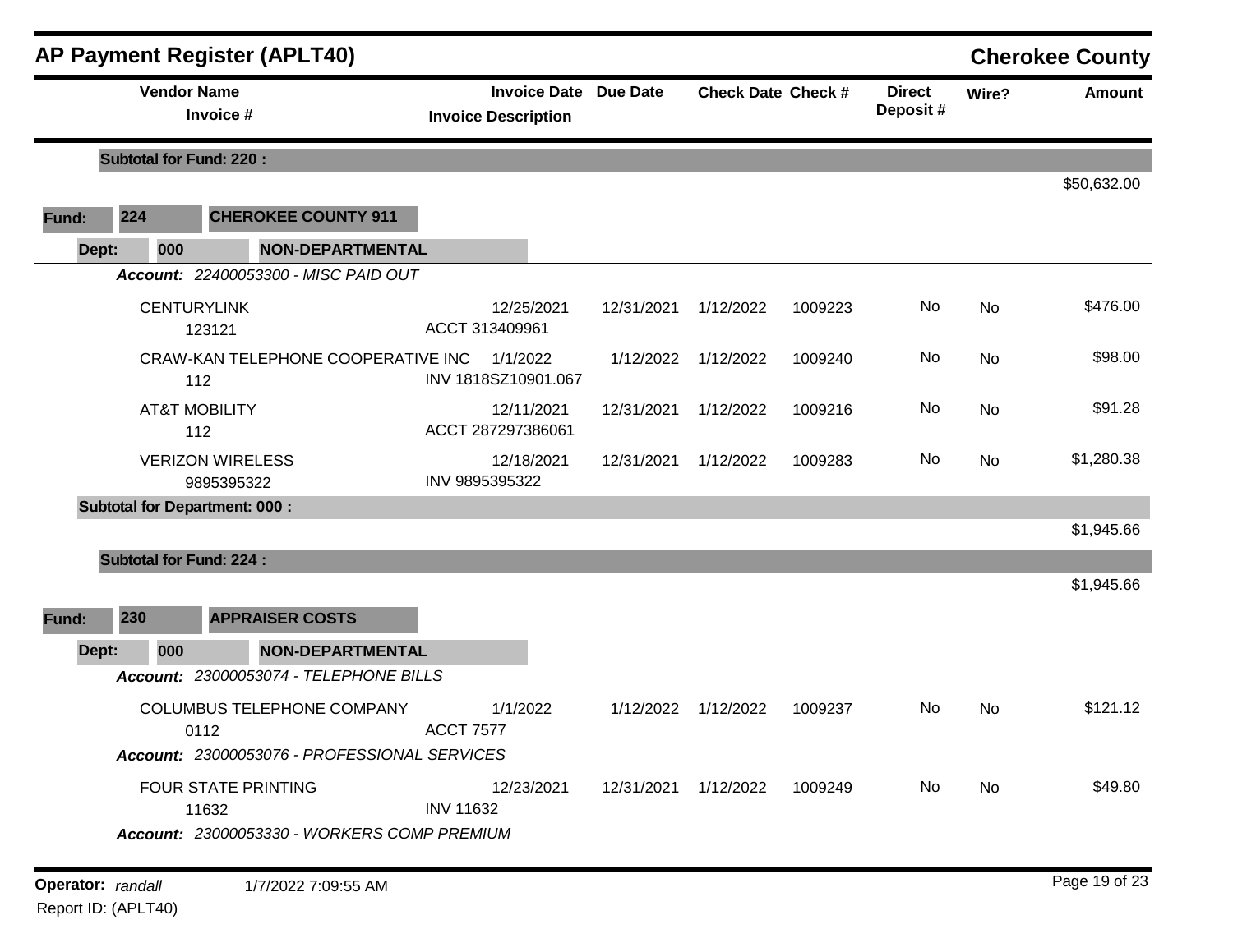## AP Payment Register (APLT40)

**Cherokee County**

| Vendor Name / Invoice # | Invoice Date / Invoice Description | Due Date | Check Date | Check # | Direct Deposit # | Wire? | Amount |
|---|---|---|---|---|---|---|---|
| **Subtotal for Fund: 220 :** | | | | | | | $50,632.00 |

**Fund: 224 CHEROKEE COUNTY 911**

**Dept: 000 NON-DEPARTMENTAL**

***Account: 22400053300 - MISC PAID OUT***

| Vendor Name / Invoice # | Invoice Date / Invoice Description | Due Date | Check Date | Check # | Direct Deposit # | Wire? | Amount |
|---|---|---|---|---|---|---|---|
| CENTURYLINK<br>123121 | 12/25/2021<br>ACCT 313409961 | 12/31/2021 | 1/12/2022 | 1009223 | No | No | $476.00 |
| CRAW-KAN TELEPHONE COOPERATIVE INC<br>112 | 1/1/2022<br>INV 1818SZ10901.067 | 1/12/2022 | 1/12/2022 | 1009240 | No | No | $98.00 |
| AT&T MOBILITY<br>112 | 12/11/2021<br>ACCT 287297386061 | 12/31/2021 | 1/12/2022 | 1009216 | No | No | $91.28 |
| VERIZON WIRELESS<br>9895395322 | 12/18/2021<br>INV 9895395322 | 12/31/2021 | 1/12/2022 | 1009283 | No | No | $1,280.38 |
| **Subtotal for Department: 000 :** | | | | | | | $1,945.66 |
| **Subtotal for Fund: 224 :** | | | | | | | $1,945.66 |

**Fund: 230 APPRAISER COSTS**

**Dept: 000 NON-DEPARTMENTAL**

***Account: 23000053074 - TELEPHONE BILLS***

| Vendor Name / Invoice # | Invoice Date / Invoice Description | Due Date | Check Date | Check # | Direct Deposit # | Wire? | Amount |
|---|---|---|---|---|---|---|---|
| COLUMBUS TELEPHONE COMPANY<br>0112 | 1/1/2022<br>ACCT 7577 | 1/12/2022 | 1/12/2022 | 1009237 | No | No | $121.12 |

***Account: 23000053076 - PROFESSIONAL SERVICES***

| Vendor Name / Invoice # | Invoice Date / Invoice Description | Due Date | Check Date | Check # | Direct Deposit # | Wire? | Amount |
|---|---|---|---|---|---|---|---|
| FOUR STATE PRINTING<br>11632 | 12/23/2021<br>INV 11632 | 12/31/2021 | 1/12/2022 | 1009249 | No | No | $49.80 |

***Account: 23000053330 - WORKERS COMP PREMIUM***

Operator: *randall* 1/7/2022 7:09:55 AM
Report ID: (APLT40)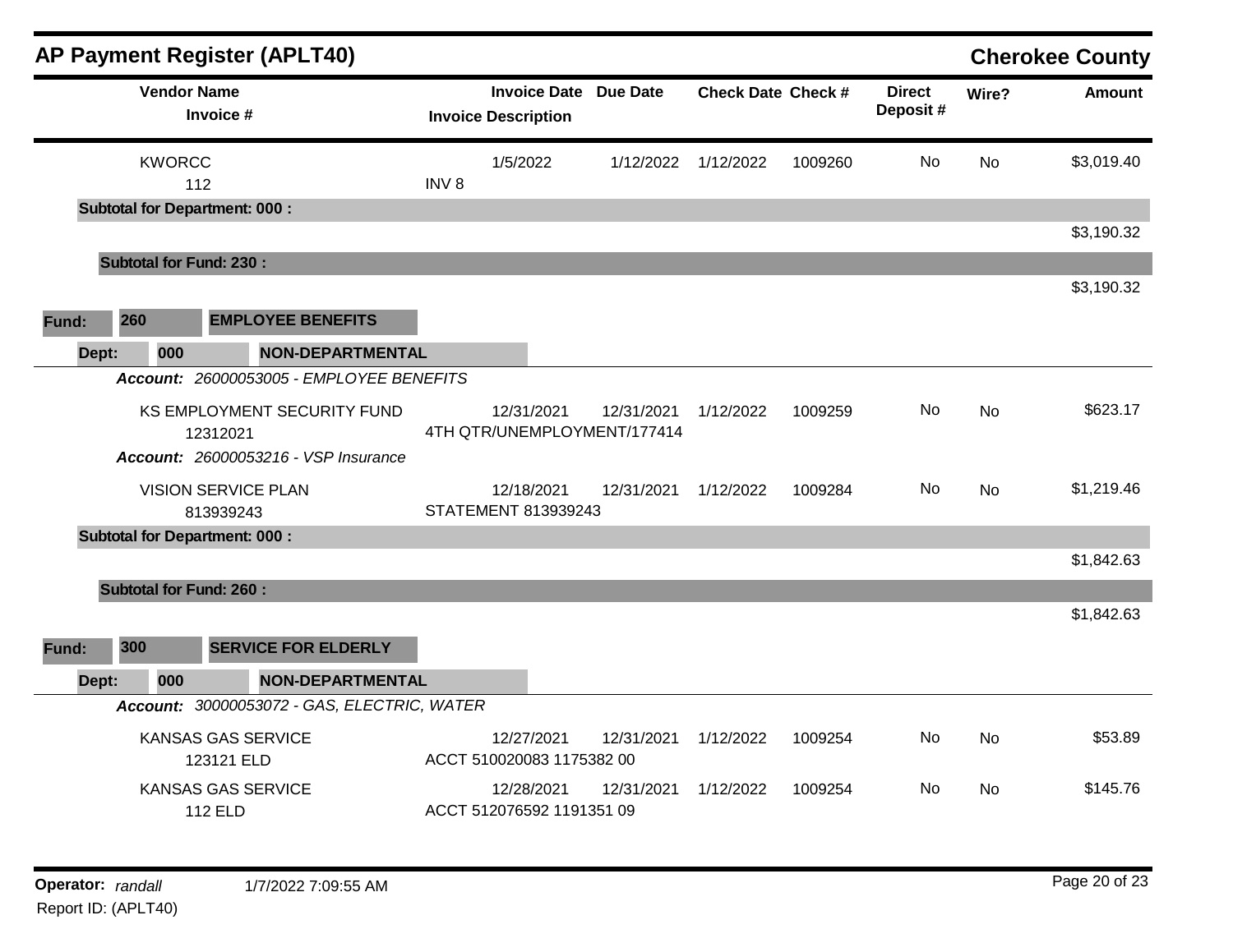## AP Payment Register (APLT40) — Cherokee County

| Vendor Name / Invoice # | Invoice Date / Invoice Description | Due Date | Check Date | Check # | Direct Deposit # | Wire? | Amount |
|---|---|---|---|---|---|---|---|
| KWORCC<br>112 | 1/5/2022<br>INV 8 | 1/12/2022 | 1/12/2022 | 1009260 | No | No | $3,019.40 |
| **Subtotal for Department: 000 :** | | | | | | | $3,190.32 |
| **Subtotal for Fund: 230 :** | | | | | | | $3,190.32 |

**Fund:** 260 **EMPLOYEE BENEFITS**

**Dept:** 000 **NON-DEPARTMENTAL**

| Vendor Name / Invoice # | Invoice Date / Invoice Description | Due Date | Check Date | Check # | Direct Deposit # | Wire? | Amount |
|---|---|---|---|---|---|---|---|
| ***Account:*** *26000053005 - EMPLOYEE BENEFITS* | | | | | | | |
| KS EMPLOYMENT SECURITY FUND<br>12312021 | 12/31/2021<br>4TH QTR/UNEMPLOYMENT/177414 | 12/31/2021 | 1/12/2022 | 1009259 | No | No | $623.17 |
| ***Account:*** *26000053216 - VSP Insurance* | | | | | | | |
| VISION SERVICE PLAN<br>813939243 | 12/18/2021<br>STATEMENT 813939243 | 12/31/2021 | 1/12/2022 | 1009284 | No | No | $1,219.46 |
| **Subtotal for Department: 000 :** | | | | | | | $1,842.63 |
| **Subtotal for Fund: 260 :** | | | | | | | $1,842.63 |

**Fund:** 300 **SERVICE FOR ELDERLY**

**Dept:** 000 **NON-DEPARTMENTAL**

| Vendor Name / Invoice # | Invoice Date / Invoice Description | Due Date | Check Date | Check # | Direct Deposit # | Wire? | Amount |
|---|---|---|---|---|---|---|---|
| ***Account:*** *30000053072 - GAS, ELECTRIC, WATER* | | | | | | | |
| KANSAS GAS SERVICE<br>123121 ELD | 12/27/2021<br>ACCT 510020083 1175382 00 | 12/31/2021 | 1/12/2022 | 1009254 | No | No | $53.89 |
| KANSAS GAS SERVICE<br>112 ELD | 12/28/2021<br>ACCT 512076592 1191351 09 | 12/31/2021 | 1/12/2022 | 1009254 | No | No | $145.76 |

**Operator:** *randall* 1/7/2022 7:09:55 AM

Report ID: (APLT40)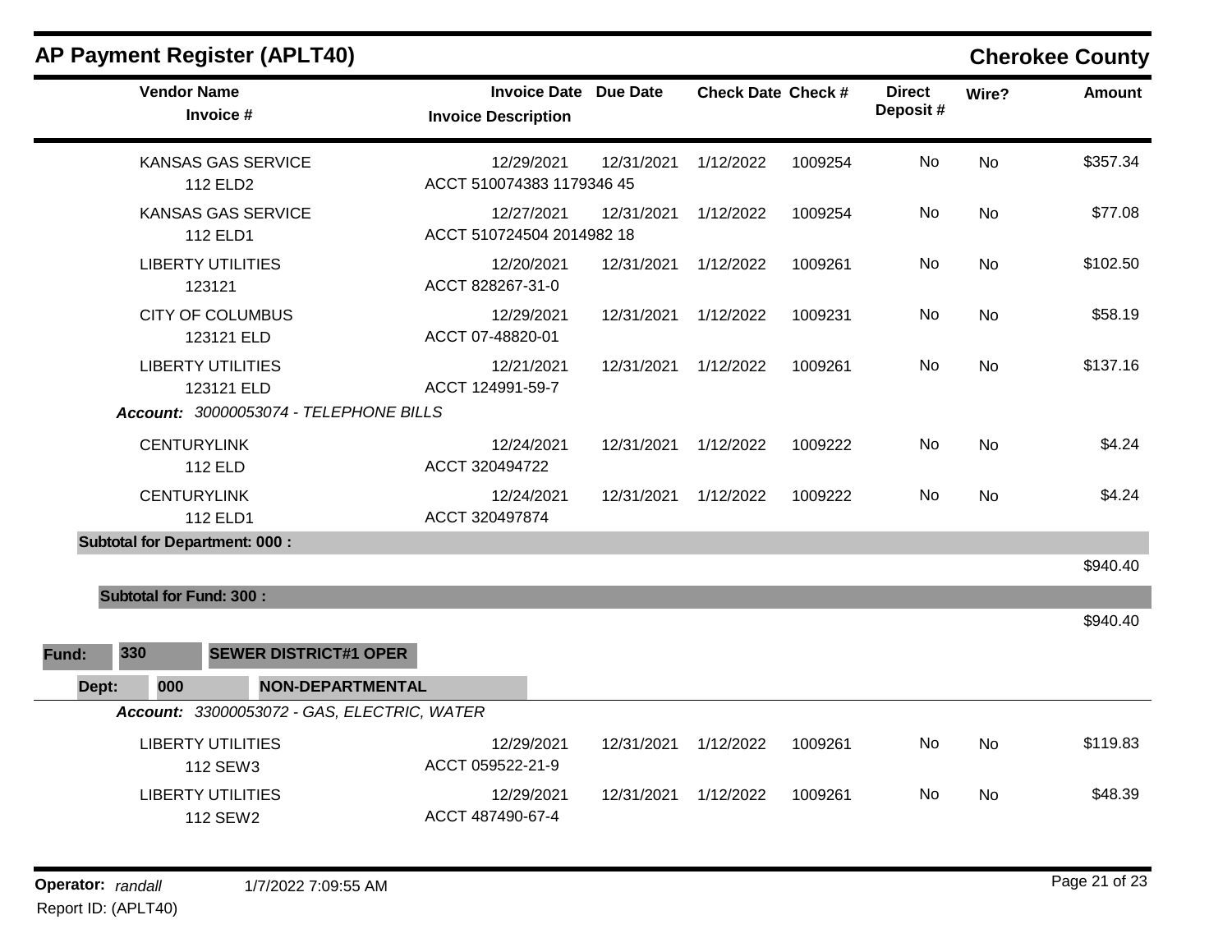## AP Payment Register (APLT40)

**Cherokee County**

| Vendor Name / Invoice # | Invoice Date / Invoice Description | Due Date | Check Date | Check # | Direct Deposit # | Wire? | Amount |
|---|---|---|---|---|---|---|---|
| KANSAS GAS SERVICE<br>112 ELD2 | 12/29/2021<br>ACCT 510074383 1179346 45 | 12/31/2021 | 1/12/2022 | 1009254 | No | No | $357.34 |
| KANSAS GAS SERVICE<br>112 ELD1 | 12/27/2021<br>ACCT 510724504 2014982 18 | 12/31/2021 | 1/12/2022 | 1009254 | No | No | $77.08 |
| LIBERTY UTILITIES<br>123121 | 12/20/2021<br>ACCT 828267-31-0 | 12/31/2021 | 1/12/2022 | 1009261 | No | No | $102.50 |
| CITY OF COLUMBUS<br>123121 ELD | 12/29/2021<br>ACCT 07-48820-01 | 12/31/2021 | 1/12/2022 | 1009231 | No | No | $58.19 |
| LIBERTY UTILITIES<br>123121 ELD | 12/21/2021<br>ACCT 124991-59-7 | 12/31/2021 | 1/12/2022 | 1009261 | No | No | $137.16 |

*Account: 30000053074 - TELEPHONE BILLS*

| Vendor Name / Invoice # | Invoice Date / Invoice Description | Due Date | Check Date | Check # | Direct Deposit # | Wire? | Amount |
|---|---|---|---|---|---|---|---|
| CENTURYLINK<br>112 ELD | 12/24/2021<br>ACCT 320494722 | 12/31/2021 | 1/12/2022 | 1009222 | No | No | $4.24 |
| CENTURYLINK<br>112 ELD1 | 12/24/2021<br>ACCT 320497874 | 12/31/2021 | 1/12/2022 | 1009222 | No | No | $4.24 |

**Subtotal for Department: 000 :** $940.40

**Subtotal for Fund: 300 :** $940.40

**Fund: 330 SEWER DISTRICT#1 OPER**

**Dept: 000 NON-DEPARTMENTAL**

*Account: 33000053072 - GAS, ELECTRIC, WATER*

| Vendor Name / Invoice # | Invoice Date / Invoice Description | Due Date | Check Date | Check # | Direct Deposit # | Wire? | Amount |
|---|---|---|---|---|---|---|---|
| LIBERTY UTILITIES<br>112 SEW3 | 12/29/2021<br>ACCT 059522-21-9 | 12/31/2021 | 1/12/2022 | 1009261 | No | No | $119.83 |
| LIBERTY UTILITIES<br>112 SEW2 | 12/29/2021<br>ACCT 487490-67-4 | 12/31/2021 | 1/12/2022 | 1009261 | No | No | $48.39 |

**Operator:** *randall* 1/7/2022 7:09:55 AM

Report ID: (APLT40)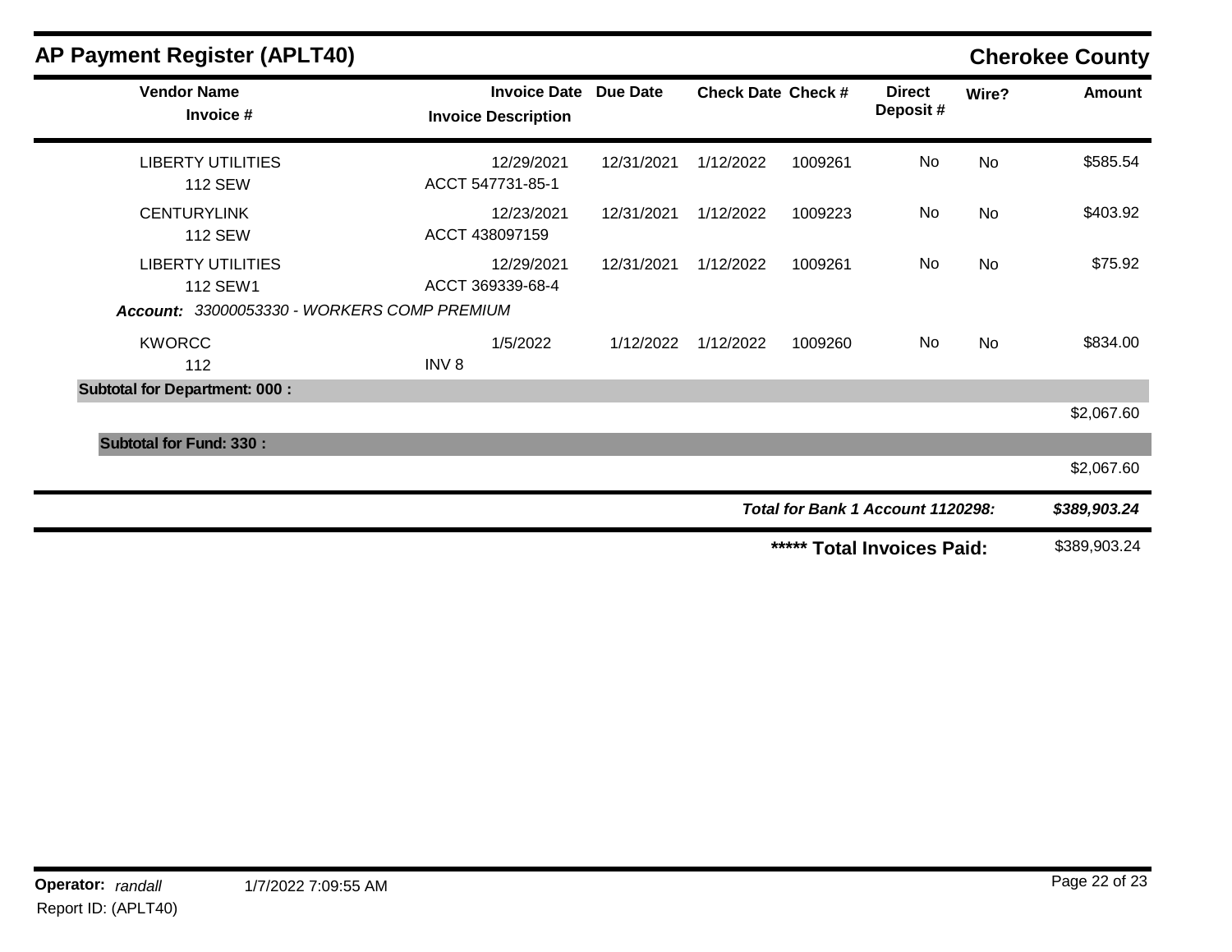## AP Payment Register (APLT40)

**Cherokee County**

| Vendor Name / Invoice # | Invoice Date / Invoice Description | Due Date | Check Date | Check # | Direct Deposit # | Wire? | Amount |
|---|---|---|---|---|---|---|---|
| LIBERTY UTILITIES<br>112 SEW | 12/29/2021<br>ACCT 547731-85-1 | 12/31/2021 | 1/12/2022 | 1009261 | No | No | $585.54 |
| CENTURYLINK<br>112 SEW | 12/23/2021<br>ACCT 438097159 | 12/31/2021 | 1/12/2022 | 1009223 | No | No | $403.92 |
| LIBERTY UTILITIES<br>112 SEW1 | 12/29/2021<br>ACCT 369339-68-4 | 12/31/2021 | 1/12/2022 | 1009261 | No | No | $75.92 |
| ***Account:*** *33000053330 - WORKERS COMP PREMIUM* | | | | | | | |
| KWORCC<br>112 | 1/5/2022<br>INV 8 | 1/12/2022 | 1/12/2022 | 1009260 | No | No | $834.00 |
| **Subtotal for Department: 000 :** | | | | | | | $2,067.60 |
| **Subtotal for Fund: 330 :** | | | | | | | $2,067.60 |
| | | | | | | ***Total for Bank 1 Account 1120298:*** | ***$389,903.24*** |
| | | | | | | **\*\*\*\*\* Total Invoices Paid:** | $389,903.24 |

**Operator:** *randall* 1/7/2022 7:09:55 AM

Report ID: (APLT40)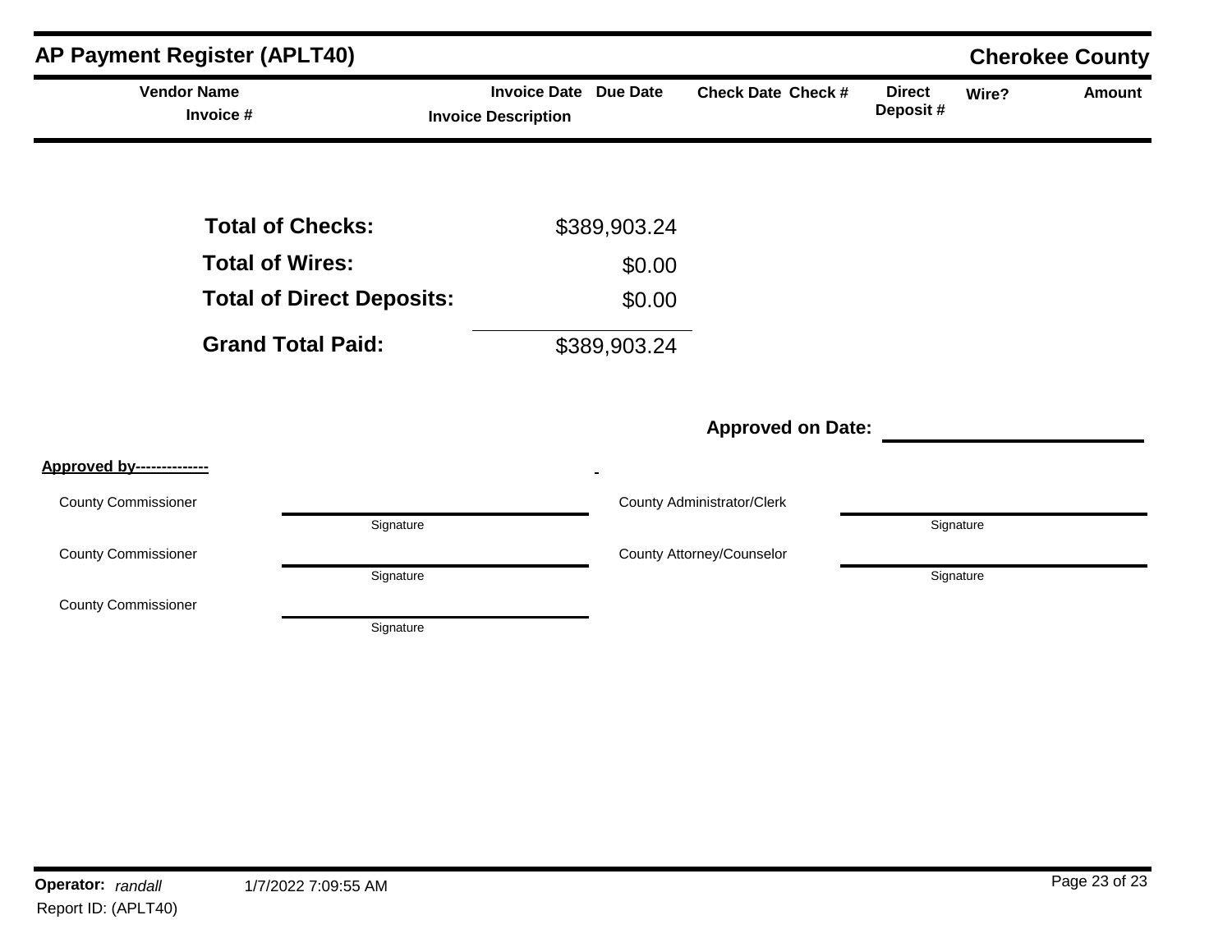## AP Payment Register (APLT40)

**Cherokee County**

| Vendor Name / Invoice # | Invoice Date / Invoice Description | Due Date | Check Date | Check # | Direct Deposit # | Wire? | Amount |
|---|---|---|---|---|---|---|---|

| | |
|---|---|
| **Total of Checks:** | $389,903.24 |
| **Total of Wires:** | $0.00 |
| **Total of Direct Deposits:** | $0.00 |
| **Grand Total Paid:** | $389,903.24 |

**Approved on Date:** ______________________

**Approved by-------------**

County Commissioner ______________________ Signature

County Commissioner ______________________ Signature

County Commissioner ______________________ Signature

County Administrator/Clerk ______________________ Signature

County Attorney/Counselor ______________________ Signature

**Operator:** *randall* 1/7/2022 7:09:55 AM

Report ID: (APLT40)